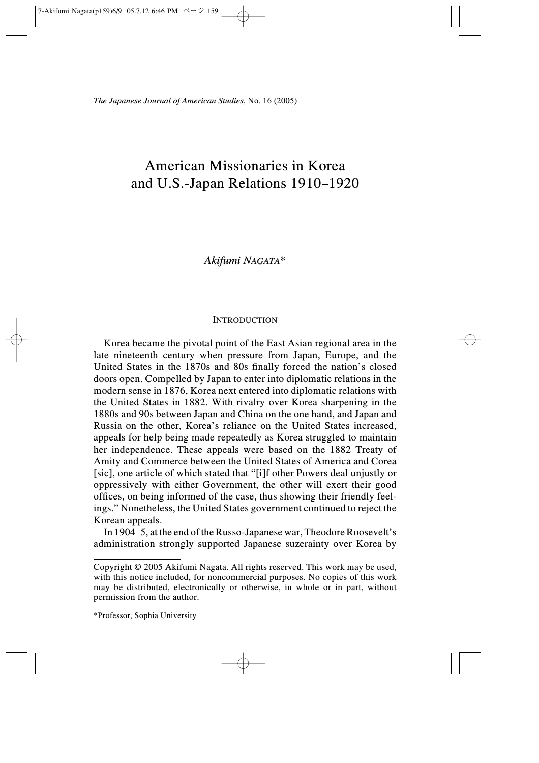*The Japanese Journal of American Studies*, No. 16 (2005)

# American Missionaries in Korea and U.S.-Japan Relations 1910–1920

*Akifumi NAGATA\**

## INTRODUCTION

Korea became the pivotal point of the East Asian regional area in the late nineteenth century when pressure from Japan, Europe, and the United States in the 1870s and 80s finally forced the nation's closed doors open. Compelled by Japan to enter into diplomatic relations in the modern sense in 1876, Korea next entered into diplomatic relations with the United States in 1882. With rivalry over Korea sharpening in the 1880s and 90s between Japan and China on the one hand, and Japan and Russia on the other, Korea's reliance on the United States increased, appeals for help being made repeatedly as Korea struggled to maintain her independence. These appeals were based on the 1882 Treaty of Amity and Commerce between the United States of America and Corea [sic], one article of which stated that "[i]f other Powers deal unjustly or oppressively with either Government, the other will exert their good offices, on being informed of the case, thus showing their friendly feelings." Nonetheless, the United States government continued to reject the Korean appeals.

In 1904–5, at the end of the Russo-Japanese war, Theodore Roosevelt's administration strongly supported Japanese suzerainty over Korea by

---

Copyright © 2005 Akifumi Nagata. All rights reserved. This work may be used, with this notice included, for noncommercial purposes. No copies of this work may be distributed, electronically or otherwise, in whole or in part, without permission from the author.

\*Professor, Sophia University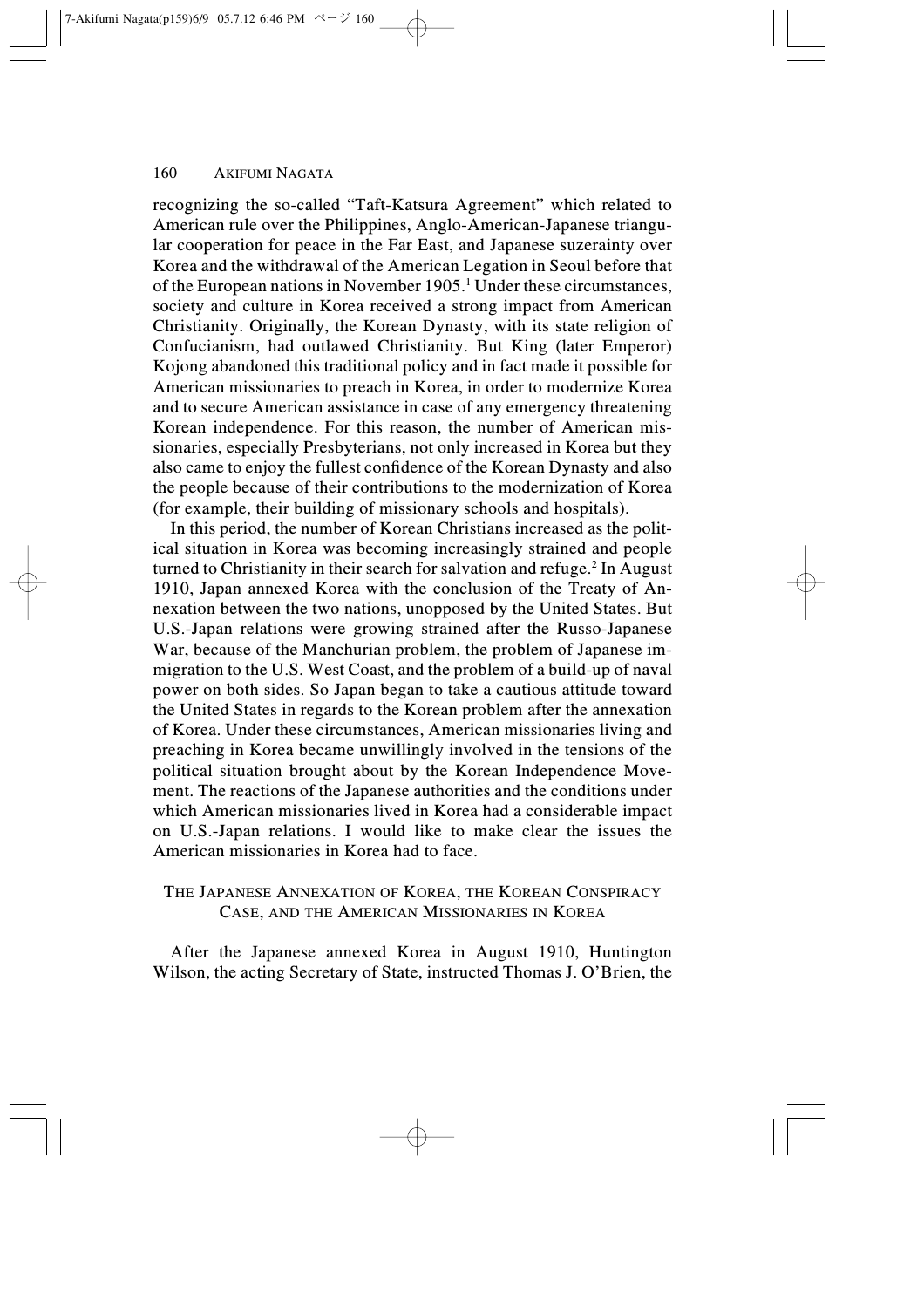recognizing the so-called "Taft-Katsura Agreement" which related to American rule over the Philippines, Anglo-American-Japanese triangular cooperation for peace in the Far East, and Japanese suzerainty over Korea and the withdrawal of the American Legation in Seoul before that of the European nations in November 1905.[1] Under these circumstances, society and culture in Korea received a strong impact from American Christianity. Originally, the Korean Dynasty, with its state religion of Confucianism, had outlawed Christianity. But King (later Emperor) Kojong abandoned this traditional policy and in fact made it possible for American missionaries to preach in Korea, in order to modernize Korea and to secure American assistance in case of any emergency threatening Korean independence. For this reason, the number of American missionaries, especially Presbyterians, not only increased in Korea but they also came to enjoy the fullest confidence of the Korean Dynasty and also the people because of their contributions to the modernization of Korea (for example, their building of missionary schools and hospitals).

In this period, the number of Korean Christians increased as the political situation in Korea was becoming increasingly strained and people turned to Christianity in their search for salvation and refuge.[2] In August 1910, Japan annexed Korea with the conclusion of the Treaty of Annexation between the two nations, unopposed by the United States. But U.S.-Japan relations were growing strained after the Russo-Japanese War, because of the Manchurian problem, the problem of Japanese immigration to the U.S. West Coast, and the problem of a build-up of naval power on both sides. So Japan began to take a cautious attitude toward the United States in regards to the Korean problem after the annexation of Korea. Under these circumstances, American missionaries living and preaching in Korea became unwillingly involved in the tensions of the political situation brought about by the Korean Independence Movement. The reactions of the Japanese authorities and the conditions under which American missionaries lived in Korea had a considerable impact on U.S.-Japan relations. I would like to make clear the issues the American missionaries in Korea had to face.

## The Japanese Annexation of Korea, the Korean Conspiracy Case, and the American Missionaries in Korea

After the Japanese annexed Korea in August 1910, Huntington Wilson, the acting Secretary of State, instructed Thomas J. O'Brien, the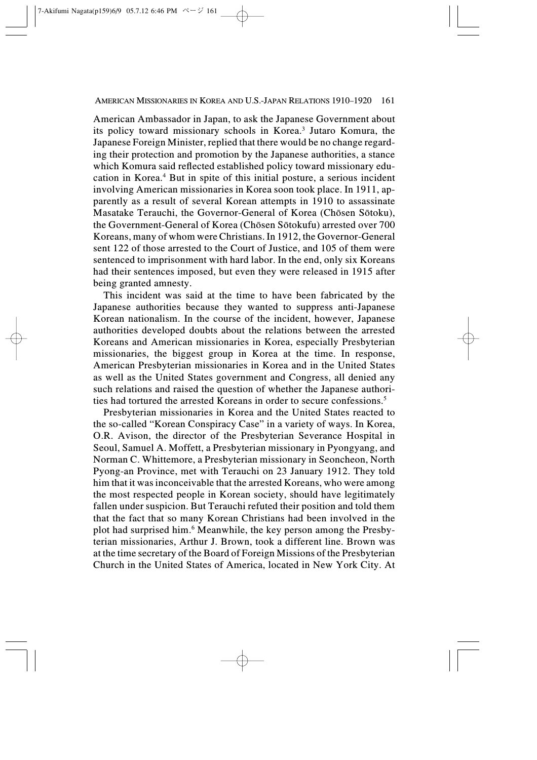American Ambassador in Japan, to ask the Japanese Government about its policy toward missionary schools in Korea.[3] Jutaro Komura, the Japanese Foreign Minister, replied that there would be no change regarding their protection and promotion by the Japanese authorities, a stance which Komura said reflected established policy toward missionary education in Korea.[4] But in spite of this initial posture, a serious incident involving American missionaries in Korea soon took place. In 1911, apparently as a result of several Korean attempts in 1910 to assassinate Masatake Terauchi, the Governor-General of Korea (Chōsen Sōtoku), the Government-General of Korea (Chōsen Sōtokufu) arrested over 700 Koreans, many of whom were Christians. In 1912, the Governor-General sent 122 of those arrested to the Court of Justice, and 105 of them were sentenced to imprisonment with hard labor. In the end, only six Koreans had their sentences imposed, but even they were released in 1915 after being granted amnesty.

This incident was said at the time to have been fabricated by the Japanese authorities because they wanted to suppress anti-Japanese Korean nationalism. In the course of the incident, however, Japanese authorities developed doubts about the relations between the arrested Koreans and American missionaries in Korea, especially Presbyterian missionaries, the biggest group in Korea at the time. In response, American Presbyterian missionaries in Korea and in the United States as well as the United States government and Congress, all denied any such relations and raised the question of whether the Japanese authorities had tortured the arrested Koreans in order to secure confessions.[5]

Presbyterian missionaries in Korea and the United States reacted to the so-called "Korean Conspiracy Case" in a variety of ways. In Korea, O.R. Avison, the director of the Presbyterian Severance Hospital in Seoul, Samuel A. Moffett, a Presbyterian missionary in Pyongyang, and Norman C. Whittemore, a Presbyterian missionary in Seoncheon, North Pyong-an Province, met with Terauchi on 23 January 1912. They told him that it was inconceivable that the arrested Koreans, who were among the most respected people in Korean society, should have legitimately fallen under suspicion. But Terauchi refuted their position and told them that the fact that so many Korean Christians had been involved in the plot had surprised him.[6] Meanwhile, the key person among the Presbyterian missionaries, Arthur J. Brown, took a different line. Brown was at the time secretary of the Board of Foreign Missions of the Presbyterian Church in the United States of America, located in New York City. At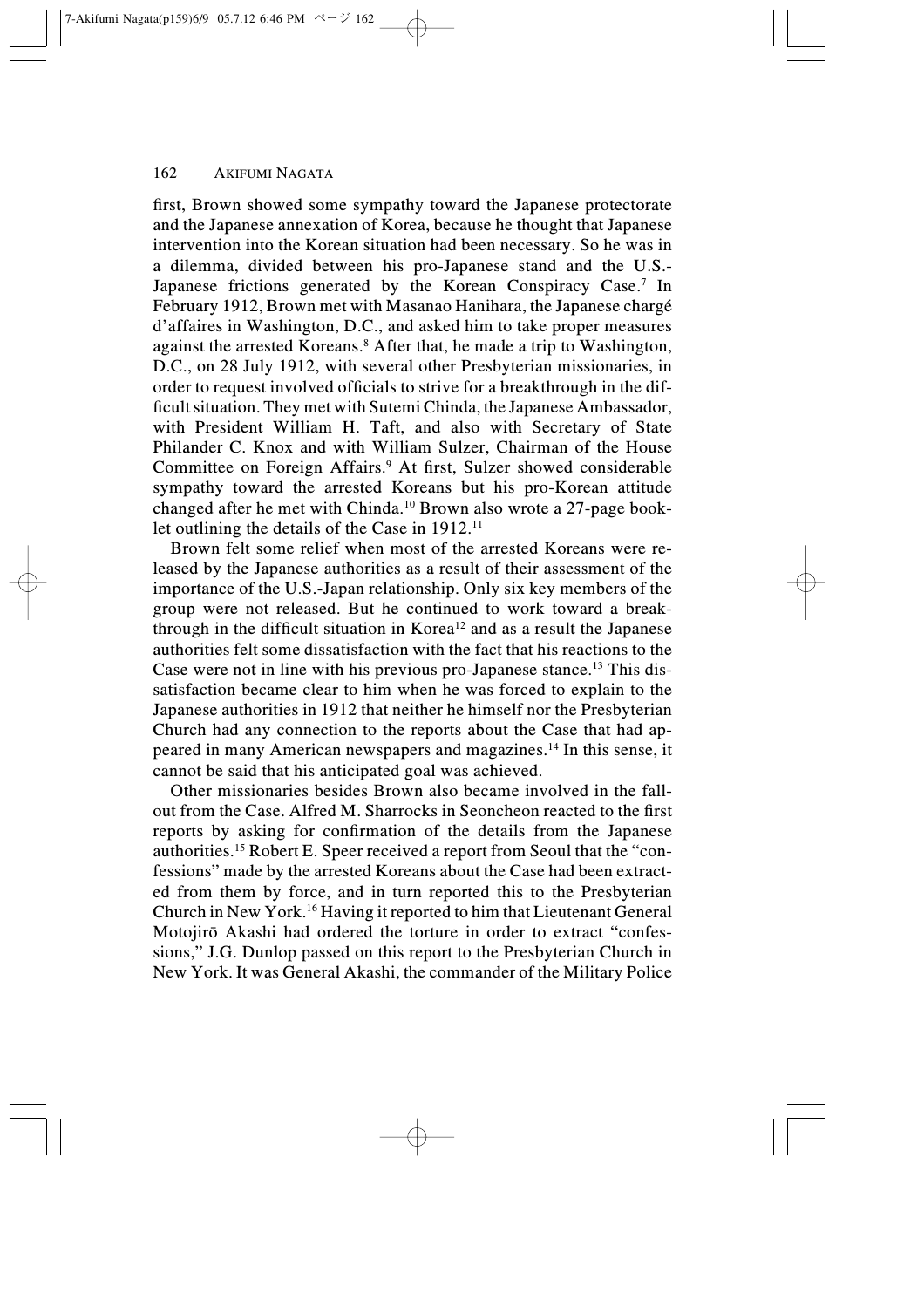first, Brown showed some sympathy toward the Japanese protectorate and the Japanese annexation of Korea, because he thought that Japanese intervention into the Korean situation had been necessary. So he was in a dilemma, divided between his pro-Japanese stand and the U.S.-Japanese frictions generated by the Korean Conspiracy Case.[7] In February 1912, Brown met with Masanao Hanihara, the Japanese chargé d'affaires in Washington, D.C., and asked him to take proper measures against the arrested Koreans.[8] After that, he made a trip to Washington, D.C., on 28 July 1912, with several other Presbyterian missionaries, in order to request involved officials to strive for a breakthrough in the difficult situation. They met with Sutemi Chinda, the Japanese Ambassador, with President William H. Taft, and also with Secretary of State Philander C. Knox and with William Sulzer, Chairman of the House Committee on Foreign Affairs.[9] At first, Sulzer showed considerable sympathy toward the arrested Koreans but his pro-Korean attitude changed after he met with Chinda.[10] Brown also wrote a 27-page booklet outlining the details of the Case in 1912.[11]

Brown felt some relief when most of the arrested Koreans were released by the Japanese authorities as a result of their assessment of the importance of the U.S.-Japan relationship. Only six key members of the group were not released. But he continued to work toward a breakthrough in the difficult situation in Korea[12] and as a result the Japanese authorities felt some dissatisfaction with the fact that his reactions to the Case were not in line with his previous pro-Japanese stance.[13] This dissatisfaction became clear to him when he was forced to explain to the Japanese authorities in 1912 that neither he himself nor the Presbyterian Church had any connection to the reports about the Case that had appeared in many American newspapers and magazines.[14] In this sense, it cannot be said that his anticipated goal was achieved.

Other missionaries besides Brown also became involved in the fallout from the Case. Alfred M. Sharrocks in Seoncheon reacted to the first reports by asking for confirmation of the details from the Japanese authorities.[15] Robert E. Speer received a report from Seoul that the "confessions" made by the arrested Koreans about the Case had been extracted from them by force, and in turn reported this to the Presbyterian Church in New York.[16] Having it reported to him that Lieutenant General Motojirō Akashi had ordered the torture in order to extract "confessions," J.G. Dunlop passed on this report to the Presbyterian Church in New York. It was General Akashi, the commander of the Military Police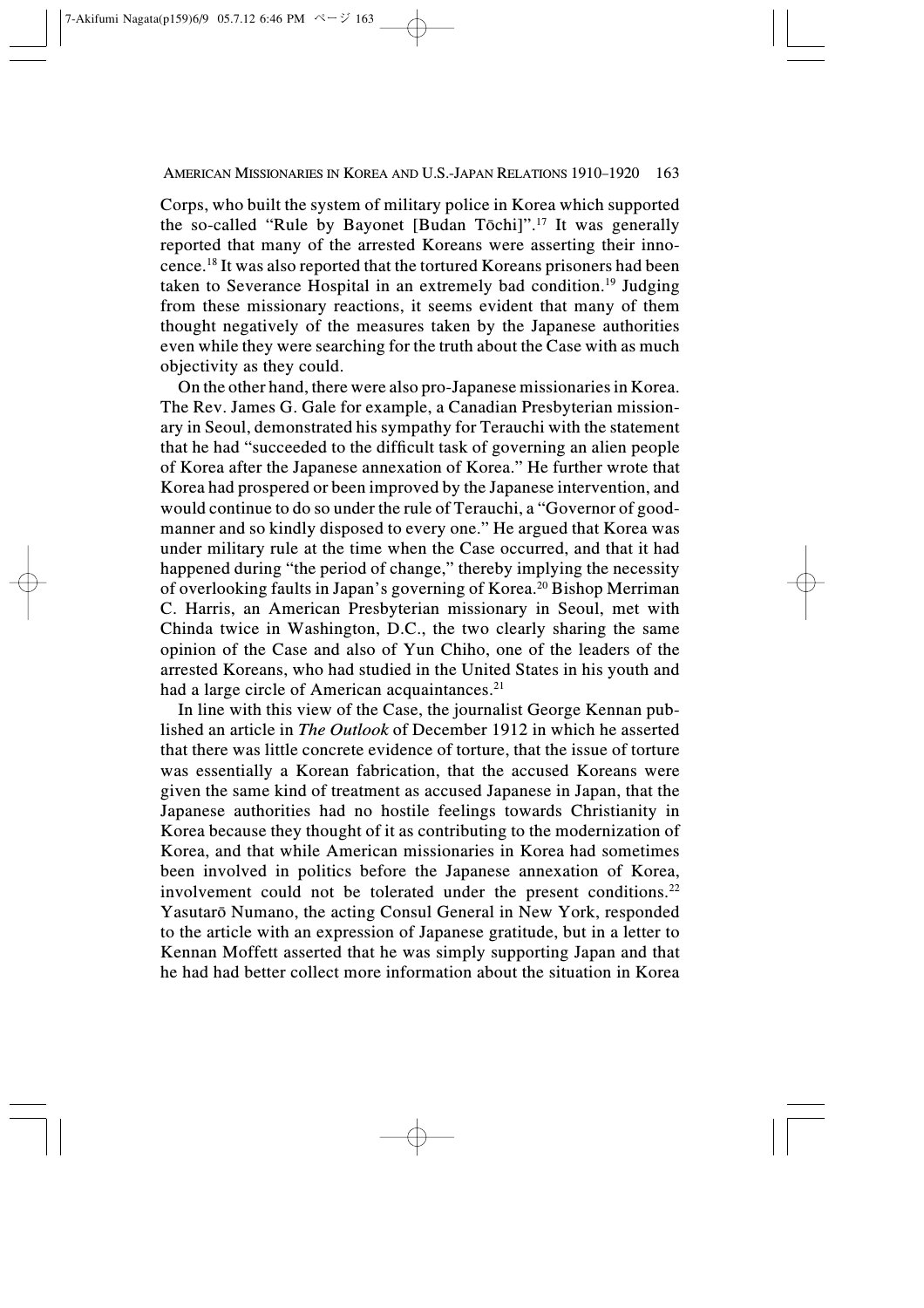Corps, who built the system of military police in Korea which supported the so-called "Rule by Bayonet [Budan Tōchi]".[17] It was generally reported that many of the arrested Koreans were asserting their innocence.[18] It was also reported that the tortured Koreans prisoners had been taken to Severance Hospital in an extremely bad condition.[19] Judging from these missionary reactions, it seems evident that many of them thought negatively of the measures taken by the Japanese authorities even while they were searching for the truth about the Case with as much objectivity as they could.

On the other hand, there were also pro-Japanese missionaries in Korea. The Rev. James G. Gale for example, a Canadian Presbyterian missionary in Seoul, demonstrated his sympathy for Terauchi with the statement that he had "succeeded to the difficult task of governing an alien people of Korea after the Japanese annexation of Korea." He further wrote that Korea had prospered or been improved by the Japanese intervention, and would continue to do so under the rule of Terauchi, a "Governor of good-manner and so kindly disposed to every one." He argued that Korea was under military rule at the time when the Case occurred, and that it had happened during "the period of change," thereby implying the necessity of overlooking faults in Japan's governing of Korea.[20] Bishop Merriman C. Harris, an American Presbyterian missionary in Seoul, met with Chinda twice in Washington, D.C., the two clearly sharing the same opinion of the Case and also of Yun Chiho, one of the leaders of the arrested Koreans, who had studied in the United States in his youth and had a large circle of American acquaintances.[21]

In line with this view of the Case, the journalist George Kennan published an article in *The Outlook* of December 1912 in which he asserted that there was little concrete evidence of torture, that the issue of torture was essentially a Korean fabrication, that the accused Koreans were given the same kind of treatment as accused Japanese in Japan, that the Japanese authorities had no hostile feelings towards Christianity in Korea because they thought of it as contributing to the modernization of Korea, and that while American missionaries in Korea had sometimes been involved in politics before the Japanese annexation of Korea, involvement could not be tolerated under the present conditions.[22] Yasutarō Numano, the acting Consul General in New York, responded to the article with an expression of Japanese gratitude, but in a letter to Kennan Moffett asserted that he was simply supporting Japan and that he had had better collect more information about the situation in Korea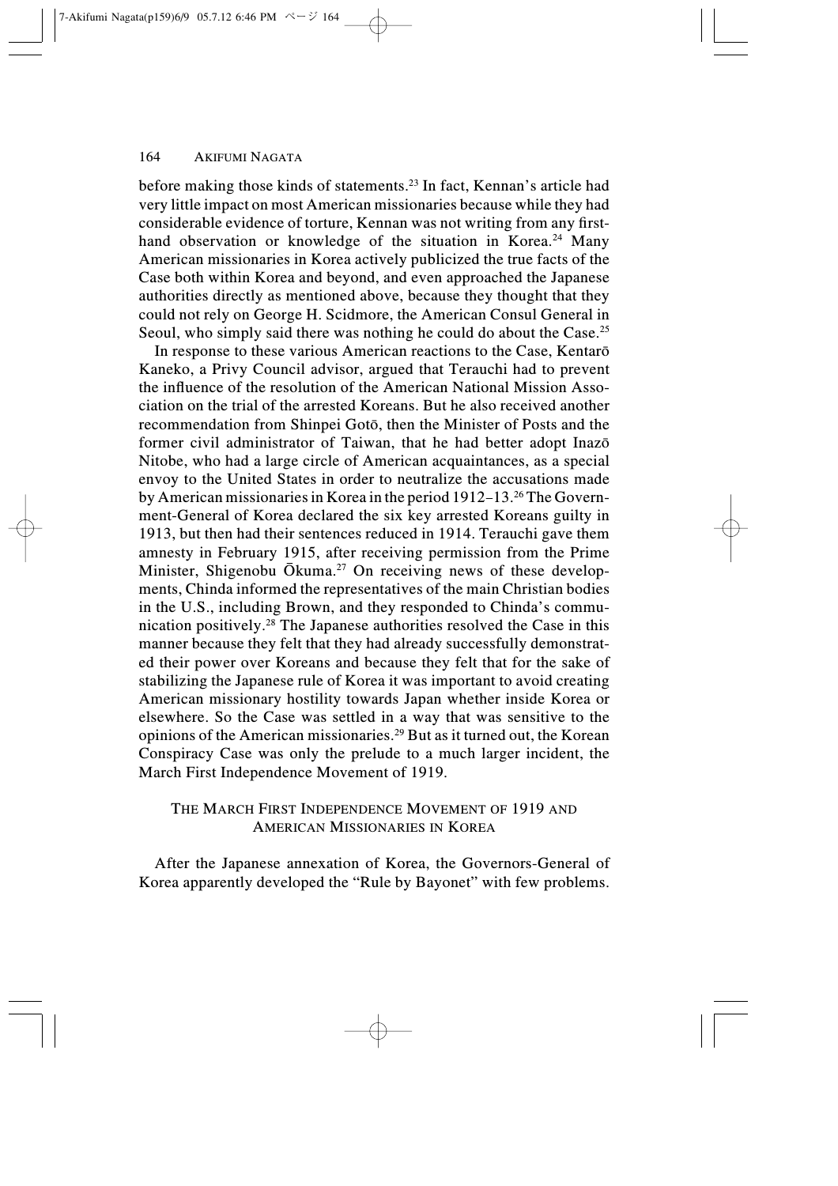before making those kinds of statements.[23] In fact, Kennan's article had very little impact on most American missionaries because while they had considerable evidence of torture, Kennan was not writing from any first-hand observation or knowledge of the situation in Korea.[24] Many American missionaries in Korea actively publicized the true facts of the Case both within Korea and beyond, and even approached the Japanese authorities directly as mentioned above, because they thought that they could not rely on George H. Scidmore, the American Consul General in Seoul, who simply said there was nothing he could do about the Case.[25]

In response to these various American reactions to the Case, Kentarō Kaneko, a Privy Council advisor, argued that Terauchi had to prevent the influence of the resolution of the American National Mission Association on the trial of the arrested Koreans. But he also received another recommendation from Shinpei Gotō, then the Minister of Posts and the former civil administrator of Taiwan, that he had better adopt Inazō Nitobe, who had a large circle of American acquaintances, as a special envoy to the United States in order to neutralize the accusations made by American missionaries in Korea in the period 1912–13.[26] The Government-General of Korea declared the six key arrested Koreans guilty in 1913, but then had their sentences reduced in 1914. Terauchi gave them amnesty in February 1915, after receiving permission from the Prime Minister, Shigenobu Ōkuma.[27] On receiving news of these developments, Chinda informed the representatives of the main Christian bodies in the U.S., including Brown, and they responded to Chinda's communication positively.[28] The Japanese authorities resolved the Case in this manner because they felt that they had already successfully demonstrated their power over Koreans and because they felt that for the sake of stabilizing the Japanese rule of Korea it was important to avoid creating American missionary hostility towards Japan whether inside Korea or elsewhere. So the Case was settled in a way that was sensitive to the opinions of the American missionaries.[29] But as it turned out, the Korean Conspiracy Case was only the prelude to a much larger incident, the March First Independence Movement of 1919.

## THE MARCH FIRST INDEPENDENCE MOVEMENT OF 1919 AND AMERICAN MISSIONARIES IN KOREA

After the Japanese annexation of Korea, the Governors-General of Korea apparently developed the "Rule by Bayonet" with few problems.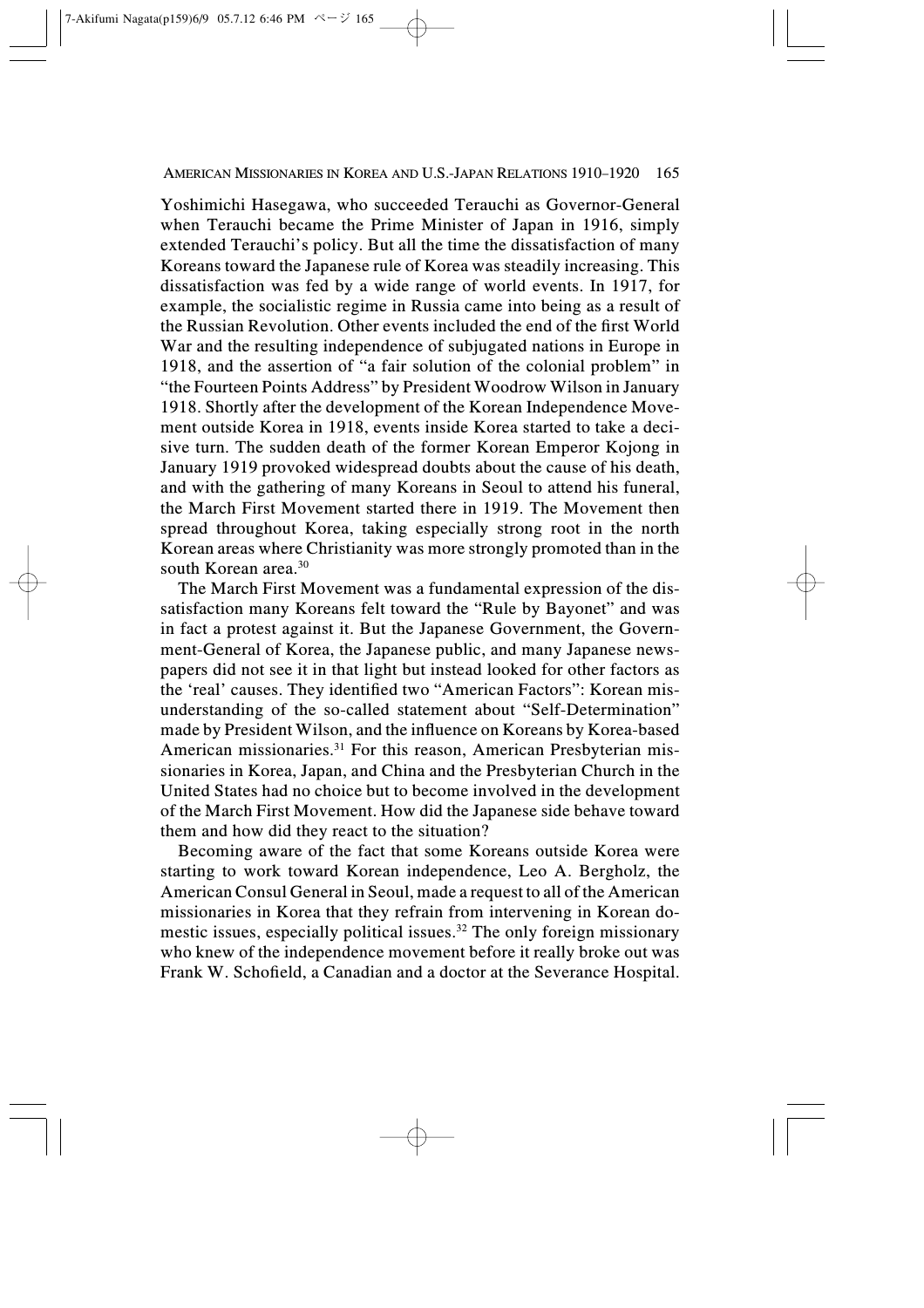Yoshimichi Hasegawa, who succeeded Terauchi as Governor-General when Terauchi became the Prime Minister of Japan in 1916, simply extended Terauchi's policy. But all the time the dissatisfaction of many Koreans toward the Japanese rule of Korea was steadily increasing. This dissatisfaction was fed by a wide range of world events. In 1917, for example, the socialistic regime in Russia came into being as a result of the Russian Revolution. Other events included the end of the first World War and the resulting independence of subjugated nations in Europe in 1918, and the assertion of "a fair solution of the colonial problem" in "the Fourteen Points Address" by President Woodrow Wilson in January 1918. Shortly after the development of the Korean Independence Movement outside Korea in 1918, events inside Korea started to take a decisive turn. The sudden death of the former Korean Emperor Kojong in January 1919 provoked widespread doubts about the cause of his death, and with the gathering of many Koreans in Seoul to attend his funeral, the March First Movement started there in 1919. The Movement then spread throughout Korea, taking especially strong root in the north Korean areas where Christianity was more strongly promoted than in the south Korean area.[30]

The March First Movement was a fundamental expression of the dissatisfaction many Koreans felt toward the "Rule by Bayonet" and was in fact a protest against it. But the Japanese Government, the Government-General of Korea, the Japanese public, and many Japanese newspapers did not see it in that light but instead looked for other factors as the 'real' causes. They identified two "American Factors": Korean misunderstanding of the so-called statement about "Self-Determination" made by President Wilson, and the influence on Koreans by Korea-based American missionaries.[31] For this reason, American Presbyterian missionaries in Korea, Japan, and China and the Presbyterian Church in the United States had no choice but to become involved in the development of the March First Movement. How did the Japanese side behave toward them and how did they react to the situation?

Becoming aware of the fact that some Koreans outside Korea were starting to work toward Korean independence, Leo A. Bergholz, the American Consul General in Seoul, made a request to all of the American missionaries in Korea that they refrain from intervening in Korean domestic issues, especially political issues.[32] The only foreign missionary who knew of the independence movement before it really broke out was Frank W. Schofield, a Canadian and a doctor at the Severance Hospital.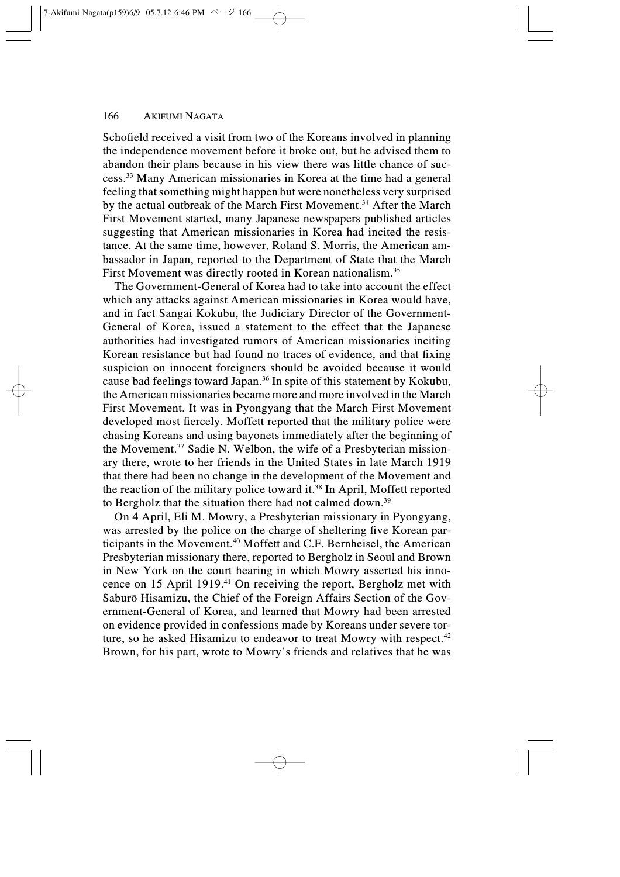Schofield received a visit from two of the Koreans involved in planning the independence movement before it broke out, but he advised them to abandon their plans because in his view there was little chance of success.[33] Many American missionaries in Korea at the time had a general feeling that something might happen but were nonetheless very surprised by the actual outbreak of the March First Movement.[34] After the March First Movement started, many Japanese newspapers published articles suggesting that American missionaries in Korea had incited the resistance. At the same time, however, Roland S. Morris, the American ambassador in Japan, reported to the Department of State that the March First Movement was directly rooted in Korean nationalism.[35]

The Government-General of Korea had to take into account the effect which any attacks against American missionaries in Korea would have, and in fact Sangai Kokubu, the Judiciary Director of the Government-General of Korea, issued a statement to the effect that the Japanese authorities had investigated rumors of American missionaries inciting Korean resistance but had found no traces of evidence, and that fixing suspicion on innocent foreigners should be avoided because it would cause bad feelings toward Japan.[36] In spite of this statement by Kokubu, the American missionaries became more and more involved in the March First Movement. It was in Pyongyang that the March First Movement developed most fiercely. Moffett reported that the military police were chasing Koreans and using bayonets immediately after the beginning of the Movement.[37] Sadie N. Welbon, the wife of a Presbyterian missionary there, wrote to her friends in the United States in late March 1919 that there had been no change in the development of the Movement and the reaction of the military police toward it.[38] In April, Moffett reported to Bergholz that the situation there had not calmed down.[39]

On 4 April, Eli M. Mowry, a Presbyterian missionary in Pyongyang, was arrested by the police on the charge of sheltering five Korean participants in the Movement.[40] Moffett and C.F. Bernheisel, the American Presbyterian missionary there, reported to Bergholz in Seoul and Brown in New York on the court hearing in which Mowry asserted his innocence on 15 April 1919.[41] On receiving the report, Bergholz met with Saburō Hisamizu, the Chief of the Foreign Affairs Section of the Government-General of Korea, and learned that Mowry had been arrested on evidence provided in confessions made by Koreans under severe torture, so he asked Hisamizu to endeavor to treat Mowry with respect.[42] Brown, for his part, wrote to Mowry's friends and relatives that he was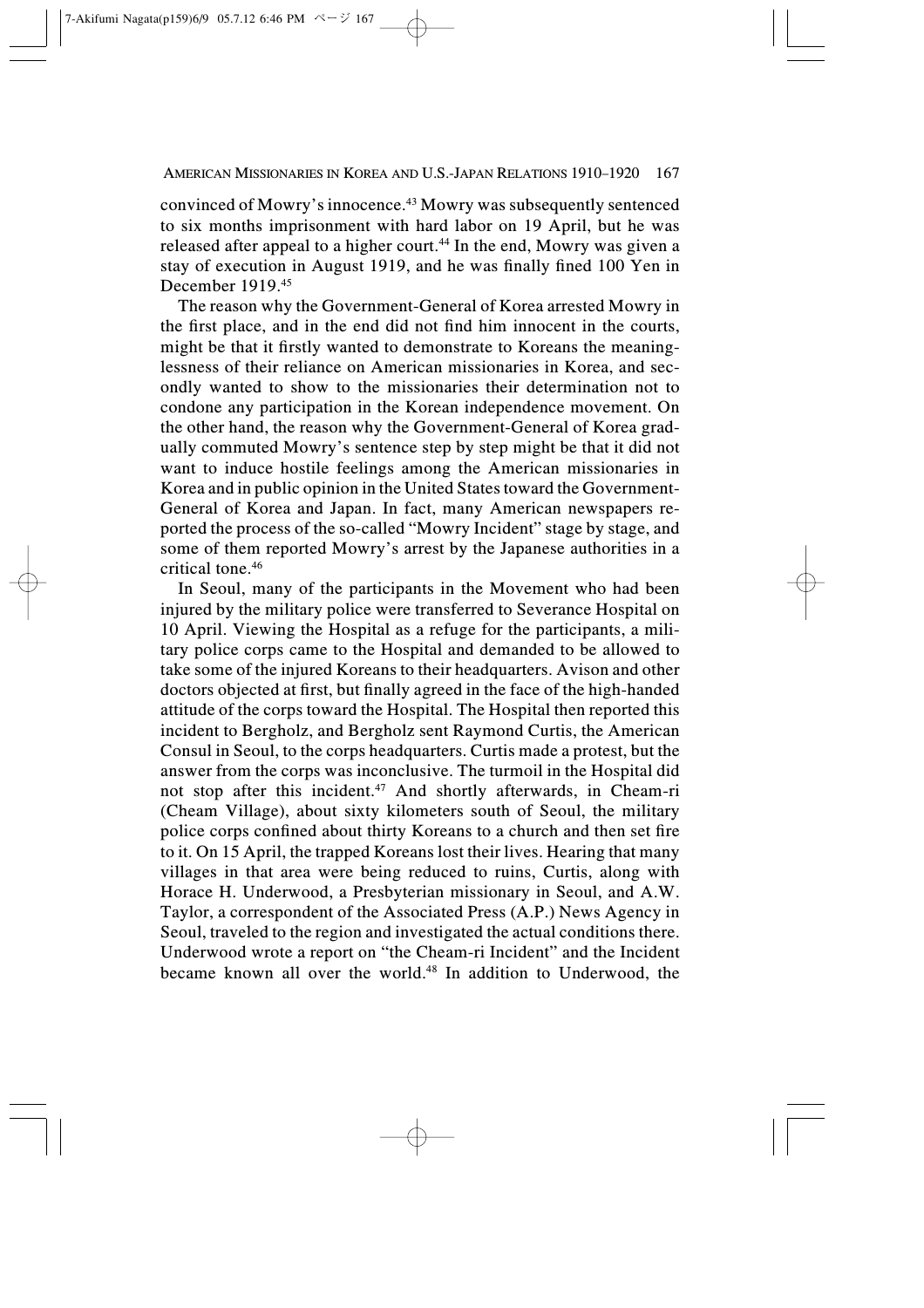convinced of Mowry's innocence.[43] Mowry was subsequently sentenced to six months imprisonment with hard labor on 19 April, but he was released after appeal to a higher court.[44] In the end, Mowry was given a stay of execution in August 1919, and he was finally fined 100 Yen in December 1919.[45]

The reason why the Government-General of Korea arrested Mowry in the first place, and in the end did not find him innocent in the courts, might be that it firstly wanted to demonstrate to Koreans the meaninglessness of their reliance on American missionaries in Korea, and secondly wanted to show to the missionaries their determination not to condone any participation in the Korean independence movement. On the other hand, the reason why the Government-General of Korea gradually commuted Mowry's sentence step by step might be that it did not want to induce hostile feelings among the American missionaries in Korea and in public opinion in the United States toward the Government-General of Korea and Japan. In fact, many American newspapers reported the process of the so-called "Mowry Incident" stage by stage, and some of them reported Mowry's arrest by the Japanese authorities in a critical tone.[46]

In Seoul, many of the participants in the Movement who had been injured by the military police were transferred to Severance Hospital on 10 April. Viewing the Hospital as a refuge for the participants, a military police corps came to the Hospital and demanded to be allowed to take some of the injured Koreans to their headquarters. Avison and other doctors objected at first, but finally agreed in the face of the high-handed attitude of the corps toward the Hospital. The Hospital then reported this incident to Bergholz, and Bergholz sent Raymond Curtis, the American Consul in Seoul, to the corps headquarters. Curtis made a protest, but the answer from the corps was inconclusive. The turmoil in the Hospital did not stop after this incident.[47] And shortly afterwards, in Cheam-ri (Cheam Village), about sixty kilometers south of Seoul, the military police corps confined about thirty Koreans to a church and then set fire to it. On 15 April, the trapped Koreans lost their lives. Hearing that many villages in that area were being reduced to ruins, Curtis, along with Horace H. Underwood, a Presbyterian missionary in Seoul, and A.W. Taylor, a correspondent of the Associated Press (A.P.) News Agency in Seoul, traveled to the region and investigated the actual conditions there. Underwood wrote a report on "the Cheam-ri Incident" and the Incident became known all over the world.[48] In addition to Underwood, the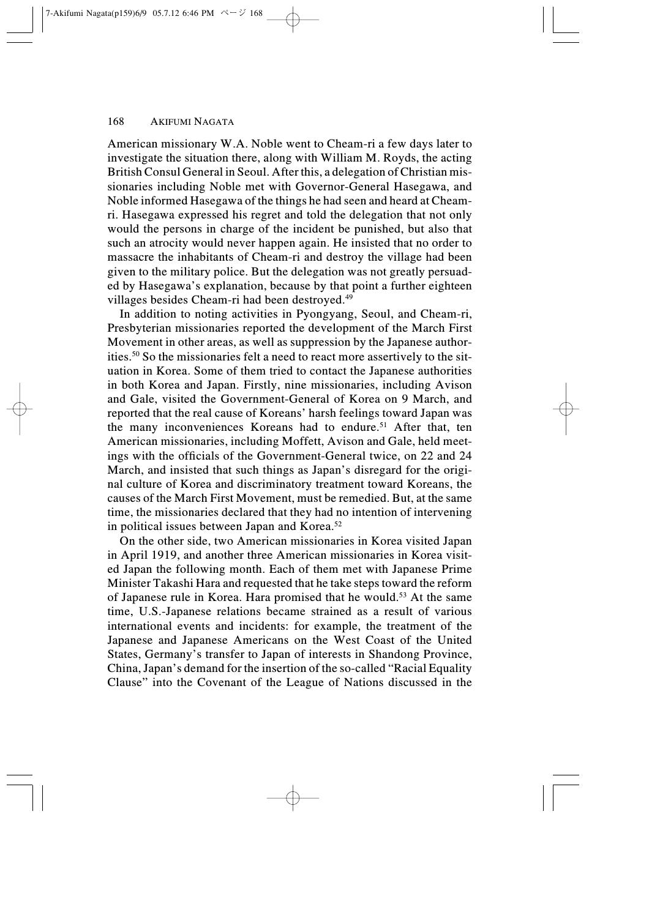American missionary W.A. Noble went to Cheam-ri a few days later to investigate the situation there, along with William M. Royds, the acting British Consul General in Seoul. After this, a delegation of Christian missionaries including Noble met with Governor-General Hasegawa, and Noble informed Hasegawa of the things he had seen and heard at Cheam-ri. Hasegawa expressed his regret and told the delegation that not only would the persons in charge of the incident be punished, but also that such an atrocity would never happen again. He insisted that no order to massacre the inhabitants of Cheam-ri and destroy the village had been given to the military police. But the delegation was not greatly persuaded by Hasegawa's explanation, because by that point a further eighteen villages besides Cheam-ri had been destroyed.[49]

In addition to noting activities in Pyongyang, Seoul, and Cheam-ri, Presbyterian missionaries reported the development of the March First Movement in other areas, as well as suppression by the Japanese authorities.[50] So the missionaries felt a need to react more assertively to the situation in Korea. Some of them tried to contact the Japanese authorities in both Korea and Japan. Firstly, nine missionaries, including Avison and Gale, visited the Government-General of Korea on 9 March, and reported that the real cause of Koreans' harsh feelings toward Japan was the many inconveniences Koreans had to endure.[51] After that, ten American missionaries, including Moffett, Avison and Gale, held meetings with the officials of the Government-General twice, on 22 and 24 March, and insisted that such things as Japan's disregard for the original culture of Korea and discriminatory treatment toward Koreans, the causes of the March First Movement, must be remedied. But, at the same time, the missionaries declared that they had no intention of intervening in political issues between Japan and Korea.[52]

On the other side, two American missionaries in Korea visited Japan in April 1919, and another three American missionaries in Korea visited Japan the following month. Each of them met with Japanese Prime Minister Takashi Hara and requested that he take steps toward the reform of Japanese rule in Korea. Hara promised that he would.[53] At the same time, U.S.-Japanese relations became strained as a result of various international events and incidents: for example, the treatment of the Japanese and Japanese Americans on the West Coast of the United States, Germany's transfer to Japan of interests in Shandong Province, China, Japan's demand for the insertion of the so-called "Racial Equality Clause" into the Covenant of the League of Nations discussed in the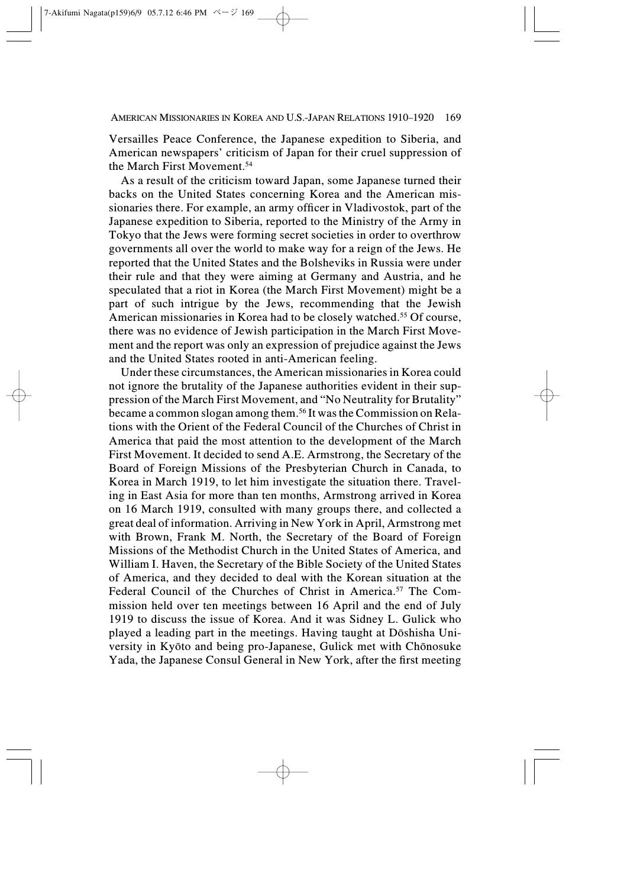Versailles Peace Conference, the Japanese expedition to Siberia, and American newspapers' criticism of Japan for their cruel suppression of the March First Movement.[54]

As a result of the criticism toward Japan, some Japanese turned their backs on the United States concerning Korea and the American missionaries there. For example, an army officer in Vladivostok, part of the Japanese expedition to Siberia, reported to the Ministry of the Army in Tokyo that the Jews were forming secret societies in order to overthrow governments all over the world to make way for a reign of the Jews. He reported that the United States and the Bolsheviks in Russia were under their rule and that they were aiming at Germany and Austria, and he speculated that a riot in Korea (the March First Movement) might be a part of such intrigue by the Jews, recommending that the Jewish American missionaries in Korea had to be closely watched.[55] Of course, there was no evidence of Jewish participation in the March First Movement and the report was only an expression of prejudice against the Jews and the United States rooted in anti-American feeling.

Under these circumstances, the American missionaries in Korea could not ignore the brutality of the Japanese authorities evident in their suppression of the March First Movement, and "No Neutrality for Brutality" became a common slogan among them.[56] It was the Commission on Relations with the Orient of the Federal Council of the Churches of Christ in America that paid the most attention to the development of the March First Movement. It decided to send A.E. Armstrong, the Secretary of the Board of Foreign Missions of the Presbyterian Church in Canada, to Korea in March 1919, to let him investigate the situation there. Traveling in East Asia for more than ten months, Armstrong arrived in Korea on 16 March 1919, consulted with many groups there, and collected a great deal of information. Arriving in New York in April, Armstrong met with Brown, Frank M. North, the Secretary of the Board of Foreign Missions of the Methodist Church in the United States of America, and William I. Haven, the Secretary of the Bible Society of the United States of America, and they decided to deal with the Korean situation at the Federal Council of the Churches of Christ in America.[57] The Commission held over ten meetings between 16 April and the end of July 1919 to discuss the issue of Korea. And it was Sidney L. Gulick who played a leading part in the meetings. Having taught at Dōshisha University in Kyōto and being pro-Japanese, Gulick met with Chōnosuke Yada, the Japanese Consul General in New York, after the first meeting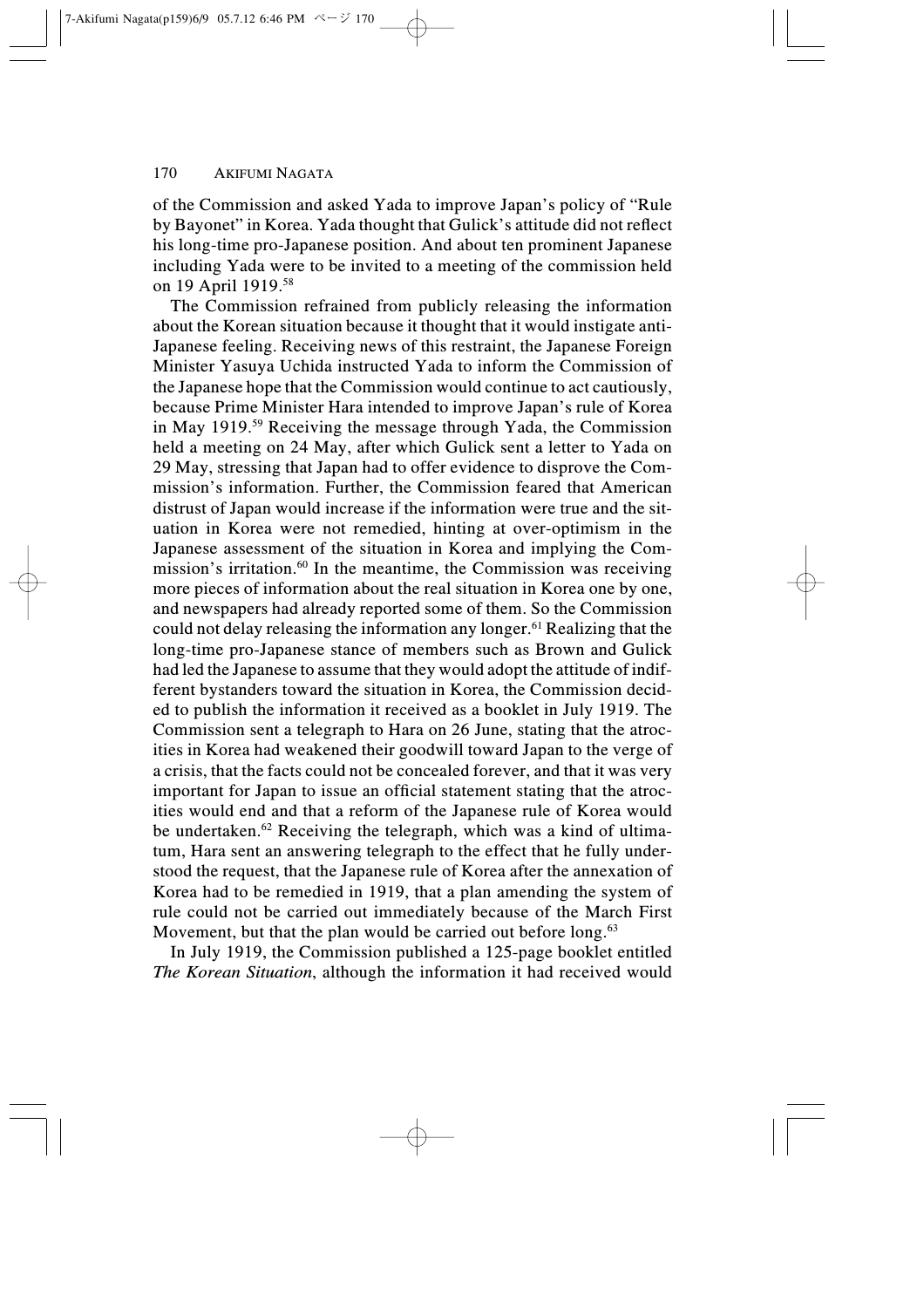of the Commission and asked Yada to improve Japan's policy of "Rule by Bayonet" in Korea. Yada thought that Gulick's attitude did not reflect his long-time pro-Japanese position. And about ten prominent Japanese including Yada were to be invited to a meeting of the commission held on 19 April 1919.[58]

The Commission refrained from publicly releasing the information about the Korean situation because it thought that it would instigate anti-Japanese feeling. Receiving news of this restraint, the Japanese Foreign Minister Yasuya Uchida instructed Yada to inform the Commission of the Japanese hope that the Commission would continue to act cautiously, because Prime Minister Hara intended to improve Japan's rule of Korea in May 1919.[59] Receiving the message through Yada, the Commission held a meeting on 24 May, after which Gulick sent a letter to Yada on 29 May, stressing that Japan had to offer evidence to disprove the Commission's information. Further, the Commission feared that American distrust of Japan would increase if the information were true and the situation in Korea were not remedied, hinting at over-optimism in the Japanese assessment of the situation in Korea and implying the Commission's irritation.[60] In the meantime, the Commission was receiving more pieces of information about the real situation in Korea one by one, and newspapers had already reported some of them. So the Commission could not delay releasing the information any longer.[61] Realizing that the long-time pro-Japanese stance of members such as Brown and Gulick had led the Japanese to assume that they would adopt the attitude of indifferent bystanders toward the situation in Korea, the Commission decided to publish the information it received as a booklet in July 1919. The Commission sent a telegraph to Hara on 26 June, stating that the atrocities in Korea had weakened their goodwill toward Japan to the verge of a crisis, that the facts could not be concealed forever, and that it was very important for Japan to issue an official statement stating that the atrocities would end and that a reform of the Japanese rule of Korea would be undertaken.[62] Receiving the telegraph, which was a kind of ultimatum, Hara sent an answering telegraph to the effect that he fully understood the request, that the Japanese rule of Korea after the annexation of Korea had to be remedied in 1919, that a plan amending the system of rule could not be carried out immediately because of the March First Movement, but that the plan would be carried out before long.[63]

In July 1919, the Commission published a 125-page booklet entitled *The Korean Situation*, although the information it had received would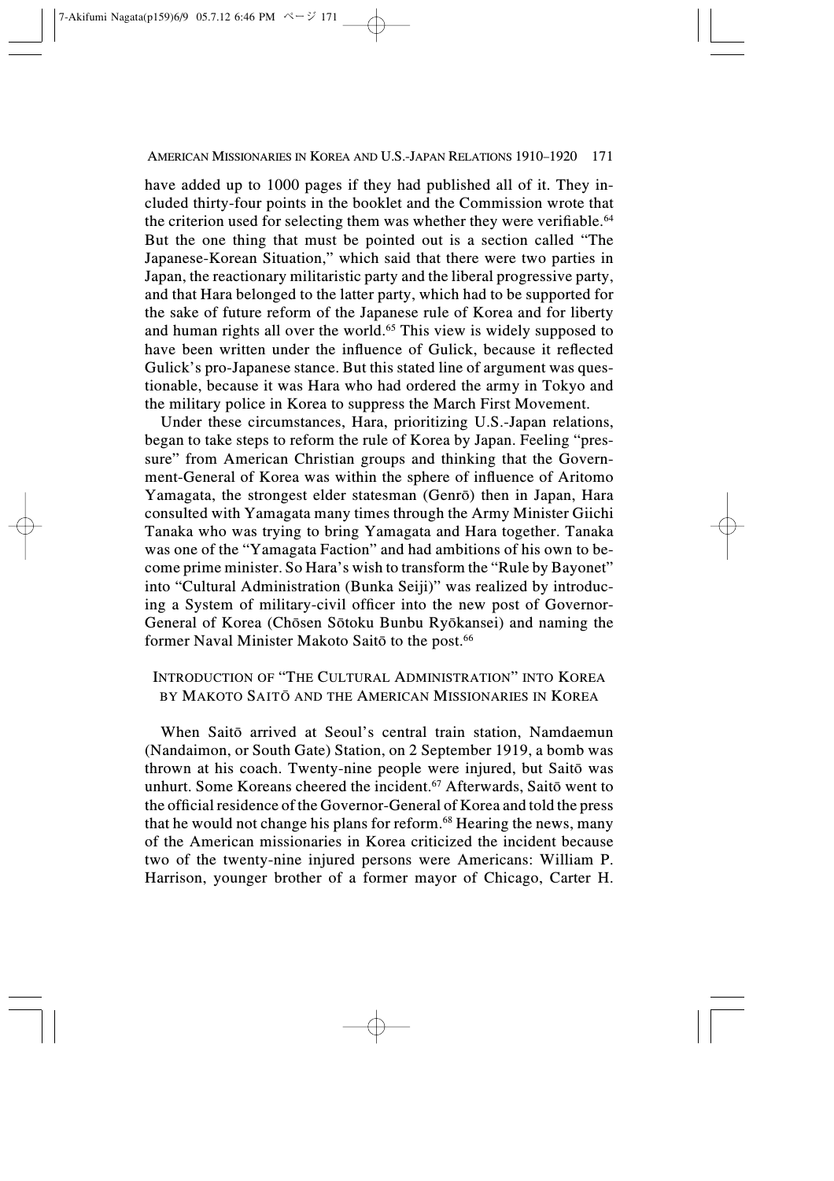have added up to 1000 pages if they had published all of it. They included thirty-four points in the booklet and the Commission wrote that the criterion used for selecting them was whether they were verifiable.[64] But the one thing that must be pointed out is a section called "The Japanese-Korean Situation," which said that there were two parties in Japan, the reactionary militaristic party and the liberal progressive party, and that Hara belonged to the latter party, which had to be supported for the sake of future reform of the Japanese rule of Korea and for liberty and human rights all over the world.[65] This view is widely supposed to have been written under the influence of Gulick, because it reflected Gulick's pro-Japanese stance. But this stated line of argument was questionable, because it was Hara who had ordered the army in Tokyo and the military police in Korea to suppress the March First Movement.

Under these circumstances, Hara, prioritizing U.S.-Japan relations, began to take steps to reform the rule of Korea by Japan. Feeling "pressure" from American Christian groups and thinking that the Government-General of Korea was within the sphere of influence of Aritomo Yamagata, the strongest elder statesman (Genrō) then in Japan, Hara consulted with Yamagata many times through the Army Minister Giichi Tanaka who was trying to bring Yamagata and Hara together. Tanaka was one of the "Yamagata Faction" and had ambitions of his own to become prime minister. So Hara's wish to transform the "Rule by Bayonet" into "Cultural Administration (Bunka Seiji)" was realized by introducing a System of military-civil officer into the new post of Governor-General of Korea (Chōsen Sōtoku Bunbu Ryōkansei) and naming the former Naval Minister Makoto Saitō to the post.[66]

## Introduction of "The Cultural Administration" into Korea by Makoto Saitō and the American Missionaries in Korea

When Saitō arrived at Seoul's central train station, Namdaemun (Nandaimon, or South Gate) Station, on 2 September 1919, a bomb was thrown at his coach. Twenty-nine people were injured, but Saitō was unhurt. Some Koreans cheered the incident.[67] Afterwards, Saitō went to the official residence of the Governor-General of Korea and told the press that he would not change his plans for reform.[68] Hearing the news, many of the American missionaries in Korea criticized the incident because two of the twenty-nine injured persons were Americans: William P. Harrison, younger brother of a former mayor of Chicago, Carter H.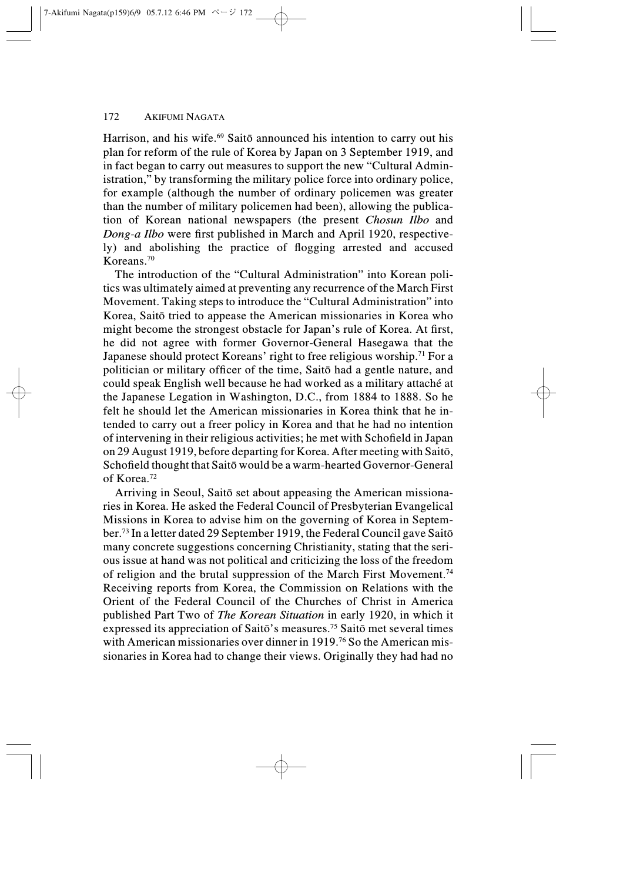Harrison, and his wife.[69] Saitō announced his intention to carry out his plan for reform of the rule of Korea by Japan on 3 September 1919, and in fact began to carry out measures to support the new "Cultural Administration," by transforming the military police force into ordinary police, for example (although the number of ordinary policemen was greater than the number of military policemen had been), allowing the publication of Korean national newspapers (the present *Chosun Ilbo* and *Dong-a Ilbo* were first published in March and April 1920, respectively) and abolishing the practice of flogging arrested and accused Koreans.[70]

The introduction of the "Cultural Administration" into Korean politics was ultimately aimed at preventing any recurrence of the March First Movement. Taking steps to introduce the "Cultural Administration" into Korea, Saitō tried to appease the American missionaries in Korea who might become the strongest obstacle for Japan's rule of Korea. At first, he did not agree with former Governor-General Hasegawa that the Japanese should protect Koreans' right to free religious worship.[71] For a politician or military officer of the time, Saitō had a gentle nature, and could speak English well because he had worked as a military attaché at the Japanese Legation in Washington, D.C., from 1884 to 1888. So he felt he should let the American missionaries in Korea think that he intended to carry out a freer policy in Korea and that he had no intention of intervening in their religious activities; he met with Schofield in Japan on 29 August 1919, before departing for Korea. After meeting with Saitō, Schofield thought that Saitō would be a warm-hearted Governor-General of Korea.[72]

Arriving in Seoul, Saitō set about appeasing the American missionaries in Korea. He asked the Federal Council of Presbyterian Evangelical Missions in Korea to advise him on the governing of Korea in September.[73] In a letter dated 29 September 1919, the Federal Council gave Saitō many concrete suggestions concerning Christianity, stating that the serious issue at hand was not political and criticizing the loss of the freedom of religion and the brutal suppression of the March First Movement.[74] Receiving reports from Korea, the Commission on Relations with the Orient of the Federal Council of the Churches of Christ in America published Part Two of *The Korean Situation* in early 1920, in which it expressed its appreciation of Saitō's measures.[75] Saitō met several times with American missionaries over dinner in 1919.[76] So the American missionaries in Korea had to change their views. Originally they had had no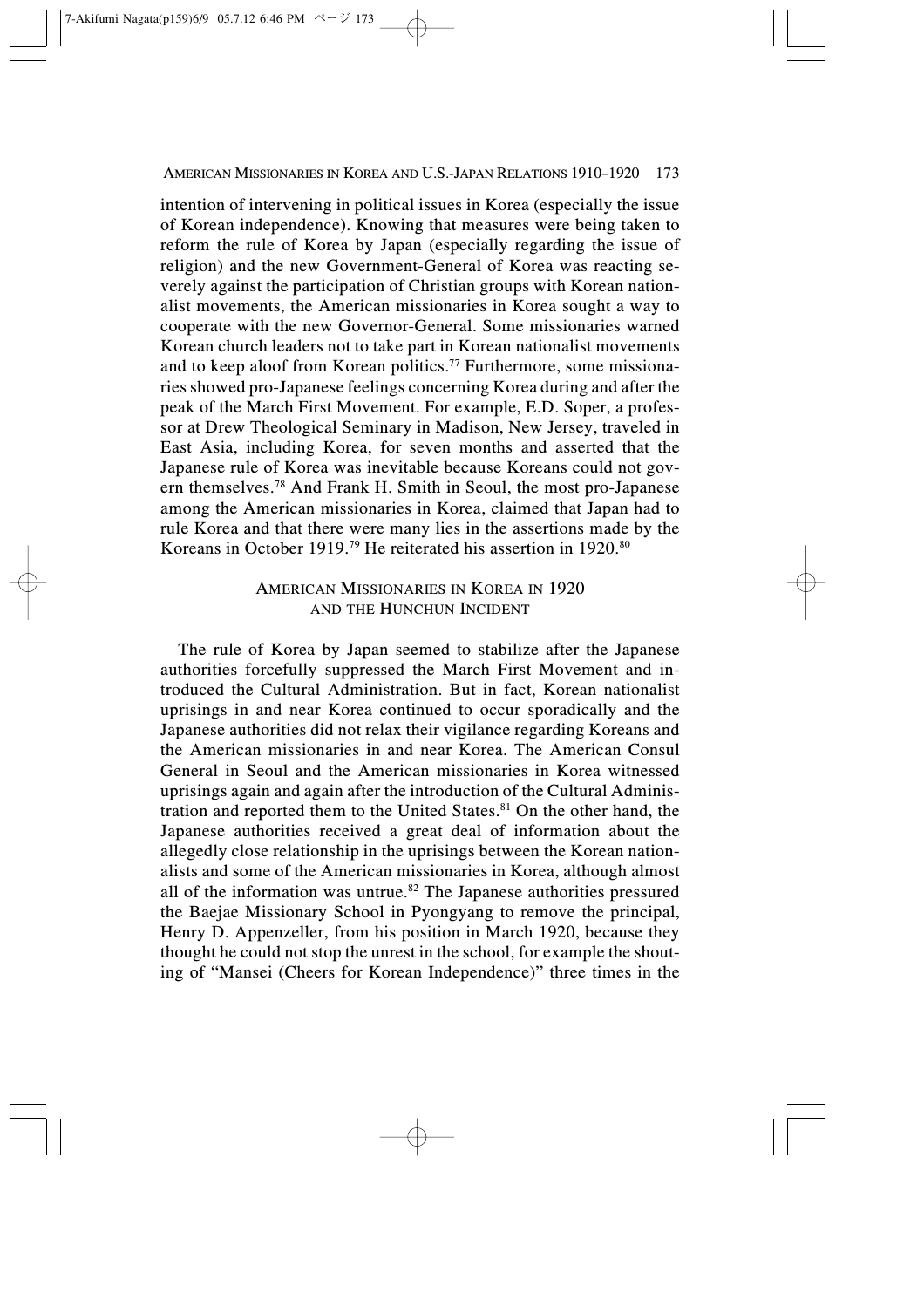intention of intervening in political issues in Korea (especially the issue of Korean independence). Knowing that measures were being taken to reform the rule of Korea by Japan (especially regarding the issue of religion) and the new Government-General of Korea was reacting severely against the participation of Christian groups with Korean nationalist movements, the American missionaries in Korea sought a way to cooperate with the new Governor-General. Some missionaries warned Korean church leaders not to take part in Korean nationalist movements and to keep aloof from Korean politics.[77] Furthermore, some missionaries showed pro-Japanese feelings concerning Korea during and after the peak of the March First Movement. For example, E.D. Soper, a professor at Drew Theological Seminary in Madison, New Jersey, traveled in East Asia, including Korea, for seven months and asserted that the Japanese rule of Korea was inevitable because Koreans could not govern themselves.[78] And Frank H. Smith in Seoul, the most pro-Japanese among the American missionaries in Korea, claimed that Japan had to rule Korea and that there were many lies in the assertions made by the Koreans in October 1919.[79] He reiterated his assertion in 1920.[80]

## AMERICAN MISSIONARIES IN KOREA IN 1920 AND THE HUNCHUN INCIDENT

The rule of Korea by Japan seemed to stabilize after the Japanese authorities forcefully suppressed the March First Movement and introduced the Cultural Administration. But in fact, Korean nationalist uprisings in and near Korea continued to occur sporadically and the Japanese authorities did not relax their vigilance regarding Koreans and the American missionaries in and near Korea. The American Consul General in Seoul and the American missionaries in Korea witnessed uprisings again and again after the introduction of the Cultural Administration and reported them to the United States.[81] On the other hand, the Japanese authorities received a great deal of information about the allegedly close relationship in the uprisings between the Korean nationalists and some of the American missionaries in Korea, although almost all of the information was untrue.[82] The Japanese authorities pressured the Baejae Missionary School in Pyongyang to remove the principal, Henry D. Appenzeller, from his position in March 1920, because they thought he could not stop the unrest in the school, for example the shouting of "Mansei (Cheers for Korean Independence)" three times in the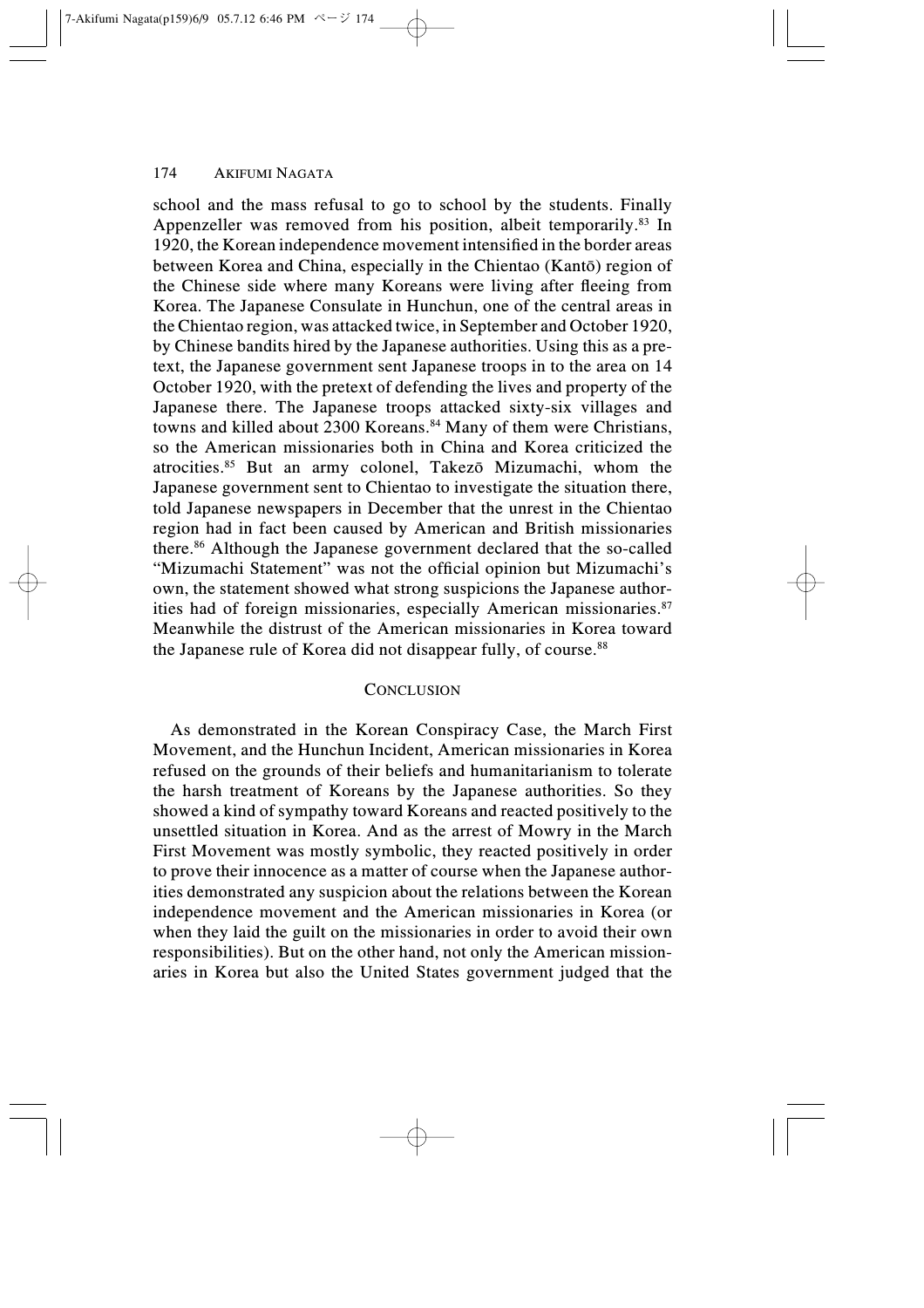school and the mass refusal to go to school by the students. Finally Appenzeller was removed from his position, albeit temporarily.[83] In 1920, the Korean independence movement intensified in the border areas between Korea and China, especially in the Chientao (Kantō) region of the Chinese side where many Koreans were living after fleeing from Korea. The Japanese Consulate in Hunchun, one of the central areas in the Chientao region, was attacked twice, in September and October 1920, by Chinese bandits hired by the Japanese authorities. Using this as a pretext, the Japanese government sent Japanese troops in to the area on 14 October 1920, with the pretext of defending the lives and property of the Japanese there. The Japanese troops attacked sixty-six villages and towns and killed about 2300 Koreans.[84] Many of them were Christians, so the American missionaries both in China and Korea criticized the atrocities.[85] But an army colonel, Takezō Mizumachi, whom the Japanese government sent to Chientao to investigate the situation there, told Japanese newspapers in December that the unrest in the Chientao region had in fact been caused by American and British missionaries there.[86] Although the Japanese government declared that the so-called "Mizumachi Statement" was not the official opinion but Mizumachi's own, the statement showed what strong suspicions the Japanese authorities had of foreign missionaries, especially American missionaries.[87] Meanwhile the distrust of the American missionaries in Korea toward the Japanese rule of Korea did not disappear fully, of course.[88]

## Conclusion

As demonstrated in the Korean Conspiracy Case, the March First Movement, and the Hunchun Incident, American missionaries in Korea refused on the grounds of their beliefs and humanitarianism to tolerate the harsh treatment of Koreans by the Japanese authorities. So they showed a kind of sympathy toward Koreans and reacted positively to the unsettled situation in Korea. And as the arrest of Mowry in the March First Movement was mostly symbolic, they reacted positively in order to prove their innocence as a matter of course when the Japanese authorities demonstrated any suspicion about the relations between the Korean independence movement and the American missionaries in Korea (or when they laid the guilt on the missionaries in order to avoid their own responsibilities). But on the other hand, not only the American missionaries in Korea but also the United States government judged that the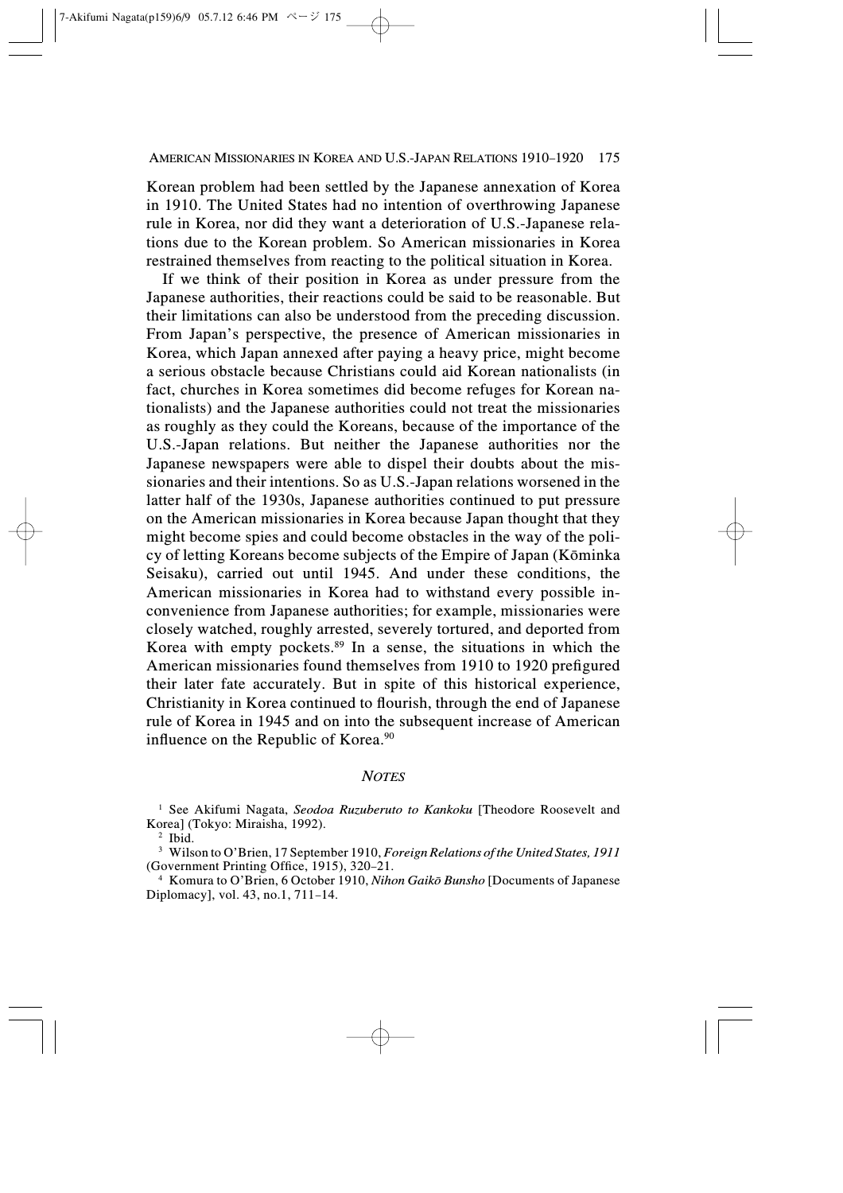Korean problem had been settled by the Japanese annexation of Korea in 1910. The United States had no intention of overthrowing Japanese rule in Korea, nor did they want a deterioration of U.S.-Japanese relations due to the Korean problem. So American missionaries in Korea restrained themselves from reacting to the political situation in Korea.

If we think of their position in Korea as under pressure from the Japanese authorities, their reactions could be said to be reasonable. But their limitations can also be understood from the preceding discussion. From Japan's perspective, the presence of American missionaries in Korea, which Japan annexed after paying a heavy price, might become a serious obstacle because Christians could aid Korean nationalists (in fact, churches in Korea sometimes did become refuges for Korean nationalists) and the Japanese authorities could not treat the missionaries as roughly as they could the Koreans, because of the importance of the U.S.-Japan relations. But neither the Japanese authorities nor the Japanese newspapers were able to dispel their doubts about the missionaries and their intentions. So as U.S.-Japan relations worsened in the latter half of the 1930s, Japanese authorities continued to put pressure on the American missionaries in Korea because Japan thought that they might become spies and could become obstacles in the way of the policy of letting Koreans become subjects of the Empire of Japan (Kōminka Seisaku), carried out until 1945. And under these conditions, the American missionaries in Korea had to withstand every possible inconvenience from Japanese authorities; for example, missionaries were closely watched, roughly arrested, severely tortured, and deported from Korea with empty pockets.[89] In a sense, the situations in which the American missionaries found themselves from 1910 to 1920 prefigured their later fate accurately. But in spite of this historical experience, Christianity in Korea continued to flourish, through the end of Japanese rule of Korea in 1945 and on into the subsequent increase of American influence on the Republic of Korea.[90]

## *NOTES*

[1] See Akifumi Nagata, *Seodoa Ruzuberuto to Kankoku* [Theodore Roosevelt and Korea] (Tokyo: Miraisha, 1992).

[2] Ibid.

[3] Wilson to O'Brien, 17 September 1910, *Foreign Relations of the United States, 1911* (Government Printing Office, 1915), 320–21.

[4] Komura to O'Brien, 6 October 1910, *Nihon Gaikō Bunsho* [Documents of Japanese Diplomacy], vol. 43, no.1, 711–14.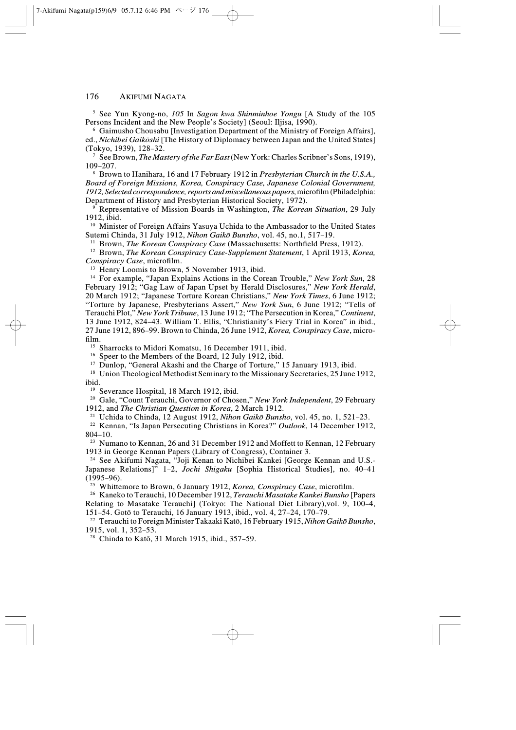[5] See Yun Kyong-no, *105* In *Sagon kwa Shinminhoe Yongu* [A Study of the 105 Persons Incident and the New People's Society] (Seoul: Iljisa, 1990).

[6] Gaimusho Chousabu [Investigation Department of the Ministry of Foreign Affairs], ed., *Nichibei Gaikōshi* [The History of Diplomacy between Japan and the United States] (Tokyo, 1939), 128–32.

[7] See Brown, *The Mastery of the Far East* (New York: Charles Scribner's Sons, 1919), 109–207.

[8] Brown to Hanihara, 16 and 17 February 1912 in *Presbyterian Church in the U.S.A., Board of Foreign Missions, Korea, Conspiracy Case, Japanese Colonial Government, 1912, Selected correspondence, reports and miscellaneous papers*, microfilm (Philadelphia: Department of History and Presbyterian Historical Society, 1972).

[9] Representative of Mission Boards in Washington, *The Korean Situation*, 29 July 1912, ibid.

[10] Minister of Foreign Affairs Yasuya Uchida to the Ambassador to the United States Sutemi Chinda, 31 July 1912, *Nihon Gaikō Bunsho*, vol. 45, no.1, 517–19.

[11] Brown, *The Korean Conspiracy Case* (Massachusetts: Northfield Press, 1912).

[12] Brown, *The Korean Conspiracy Case-Supplement Statement*, 1 April 1913, *Korea, Conspiracy Case*, microfilm.

[13] Henry Loomis to Brown, 5 November 1913, ibid.

[14] For example, "Japan Explains Actions in the Corean Trouble," *New York Sun*, 28 February 1912; "Gag Law of Japan Upset by Herald Disclosures," *New York Herald*, 20 March 1912; "Japanese Torture Korean Christians," *New York Times*, 6 June 1912; "Torture by Japanese, Presbyterians Assert," *New York Sun*, 6 June 1912; "Tells of Terauchi Plot," *New York Tribune*, 13 June 1912; "The Persecution in Korea," *Continent*, 13 June 1912, 824–43. William T. Ellis, "Christianity's Fiery Trial in Korea" in ibid., 27 June 1912, 896–99. Brown to Chinda, 26 June 1912, *Korea, Conspiracy Case*, microfilm.

[15] Sharrocks to Midori Komatsu, 16 December 1911, ibid.

[16] Speer to the Members of the Board, 12 July 1912, ibid.

[17] Dunlop, "General Akashi and the Charge of Torture," 15 January 1913, ibid.

[18] Union Theological Methodist Seminary to the Missionary Secretaries, 25 June 1912, ibid.

[19] Severance Hospital, 18 March 1912, ibid.

[20] Gale, "Count Terauchi, Governor of Chosen," *New York Independent*, 29 February 1912, and *The Christian Question in Korea*, 2 March 1912.

[21] Uchida to Chinda, 12 August 1912, *Nihon Gaikō Bunsho*, vol. 45, no. 1, 521–23.

[22] Kennan, "Is Japan Persecuting Christians in Korea?" *Outlook*, 14 December 1912, 804–10.

[23] Numano to Kennan, 26 and 31 December 1912 and Moffett to Kennan, 12 February 1913 in George Kennan Papers (Library of Congress), Container 3.

[24] See Akifumi Nagata, "Joji Kenan to Nichibei Kankei [George Kennan and U.S.-Japanese Relations]" 1–2, *Jochi Shigaku* [Sophia Historical Studies], no. 40–41 (1995–96).

[25] Whittemore to Brown, 6 January 1912, *Korea, Conspiracy Case*, microfilm.

[26] Kaneko to Terauchi, 10 December 1912, *Terauchi Masatake Kankei Bunsho* [Papers Relating to Masatake Terauchi] (Tokyo: The National Diet Library),vol. 9, 100–4, 151–54. Gotō to Terauchi, 16 January 1913, ibid., vol. 4, 27–24, 170–79.

[27] Terauchi to Foreign Minister Takaaki Katō, 16 February 1915, *Nihon Gaikō Bunsho*, 1915, vol. 1, 352–53.

[28] Chinda to Katō, 31 March 1915, ibid., 357–59.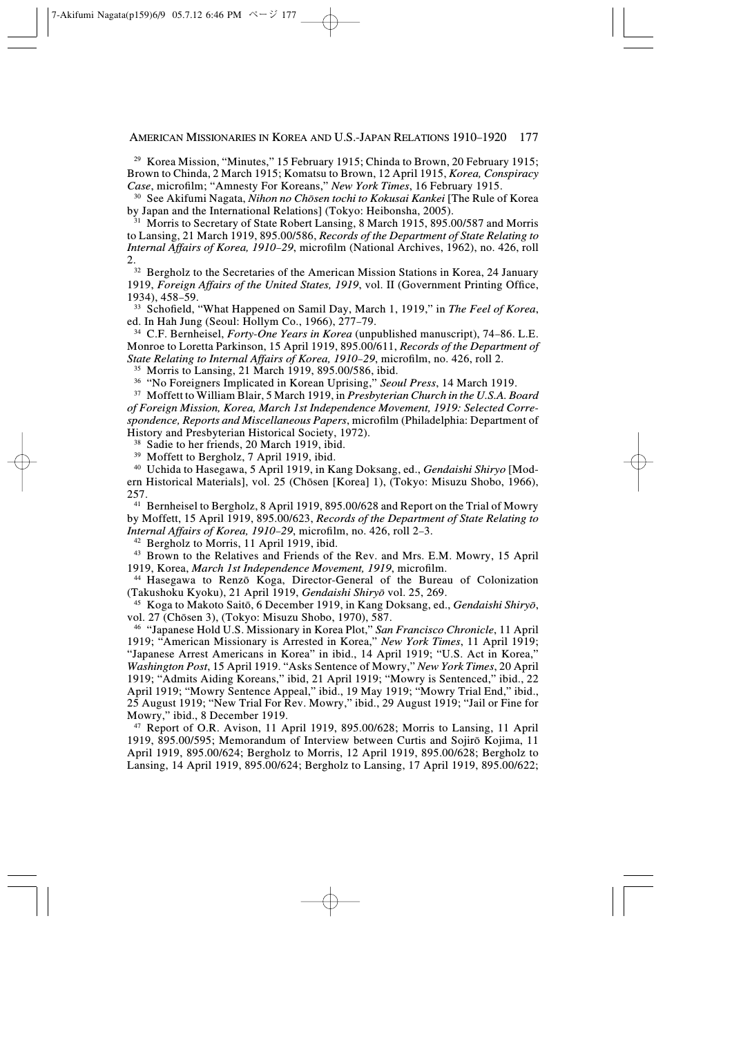[29] Korea Mission, "Minutes," 15 February 1915; Chinda to Brown, 20 February 1915; Brown to Chinda, 2 March 1915; Komatsu to Brown, 12 April 1915, *Korea, Conspiracy Case*, microfilm; "Amnesty For Koreans," *New York Times*, 16 February 1915.

[30] See Akifumi Nagata, *Nihon no Chōsen tochi to Kokusai Kankei* [The Rule of Korea by Japan and the International Relations] (Tokyo: Heibonsha, 2005).

[31] Morris to Secretary of State Robert Lansing, 8 March 1915, 895.00/587 and Morris to Lansing, 21 March 1919, 895.00/586, *Records of the Department of State Relating to Internal Affairs of Korea, 1910–29*, microfilm (National Archives, 1962), no. 426, roll 2.

[32] Bergholz to the Secretaries of the American Mission Stations in Korea, 24 January 1919, *Foreign Affairs of the United States, 1919*, vol. II (Government Printing Office, 1934), 458–59.

[33] Schofield, "What Happened on Samil Day, March 1, 1919," in *The Feel of Korea*, ed. In Hah Jung (Seoul: Hollym Co., 1966), 277–79.

[34] C.F. Bernheisel, *Forty-One Years in Korea* (unpublished manuscript), 74–86. L.E. Monroe to Loretta Parkinson, 15 April 1919, 895.00/611, *Records of the Department of State Relating to Internal Affairs of Korea, 1910–29*, microfilm, no. 426, roll 2.

[35] Morris to Lansing, 21 March 1919, 895.00/586, ibid.

[36] "No Foreigners Implicated in Korean Uprising," *Seoul Press*, 14 March 1919.

[37] Moffett to William Blair, 5 March 1919, in *Presbyterian Church in the U.S.A. Board of Foreign Mission, Korea, March 1st Independence Movement, 1919: Selected Correspondence, Reports and Miscellaneous Papers*, microfilm (Philadelphia: Department of History and Presbyterian Historical Society, 1972).

[38] Sadie to her friends, 20 March 1919, ibid.

[39] Moffett to Bergholz, 7 April 1919, ibid.

[40] Uchida to Hasegawa, 5 April 1919, in Kang Doksang, ed., *Gendaishi Shiryo* [Modern Historical Materials], vol. 25 (Chōsen [Korea] 1), (Tokyo: Misuzu Shobo, 1966), 257.

[41] Bernheisel to Bergholz, 8 April 1919, 895.00/628 and Report on the Trial of Mowry by Moffett, 15 April 1919, 895.00/623, *Records of the Department of State Relating to Internal Affairs of Korea, 1910–29*, microfilm, no. 426, roll 2–3.

[42] Bergholz to Morris, 11 April 1919, ibid.

[43] Brown to the Relatives and Friends of the Rev. and Mrs. E.M. Mowry, 15 April 1919, Korea, *March 1st Independence Movement, 1919*, microfilm.

[44] Hasegawa to Renzō Koga, Director-General of the Bureau of Colonization (Takushoku Kyoku), 21 April 1919, *Gendaishi Shiryō* vol. 25, 269.

[45] Koga to Makoto Saitō, 6 December 1919, in Kang Doksang, ed., *Gendaishi Shiryō*, vol. 27 (Chōsen 3), (Tokyo: Misuzu Shobo, 1970), 587.

[46] "Japanese Hold U.S. Missionary in Korea Plot," *San Francisco Chronicle*, 11 April 1919; "American Missionary is Arrested in Korea," *New York Times*, 11 April 1919; "Japanese Arrest Americans in Korea" in ibid., 14 April 1919; "U.S. Act in Korea," *Washington Post*, 15 April 1919. "Asks Sentence of Mowry," *New York Times*, 20 April 1919; "Admits Aiding Koreans," ibid, 21 April 1919; "Mowry is Sentenced," ibid., 22 April 1919; "Mowry Sentence Appeal," ibid., 19 May 1919; "Mowry Trial End," ibid., 25 August 1919; "New Trial For Rev. Mowry," ibid., 29 August 1919; "Jail or Fine for Mowry," ibid., 8 December 1919.

[47] Report of O.R. Avison, 11 April 1919, 895.00/628; Morris to Lansing, 11 April 1919, 895.00/595; Memorandum of Interview between Curtis and Sojirō Kojima, 11 April 1919, 895.00/624; Bergholz to Morris, 12 April 1919, 895.00/628; Bergholz to Lansing, 14 April 1919, 895.00/624; Bergholz to Lansing, 17 April 1919, 895.00/622;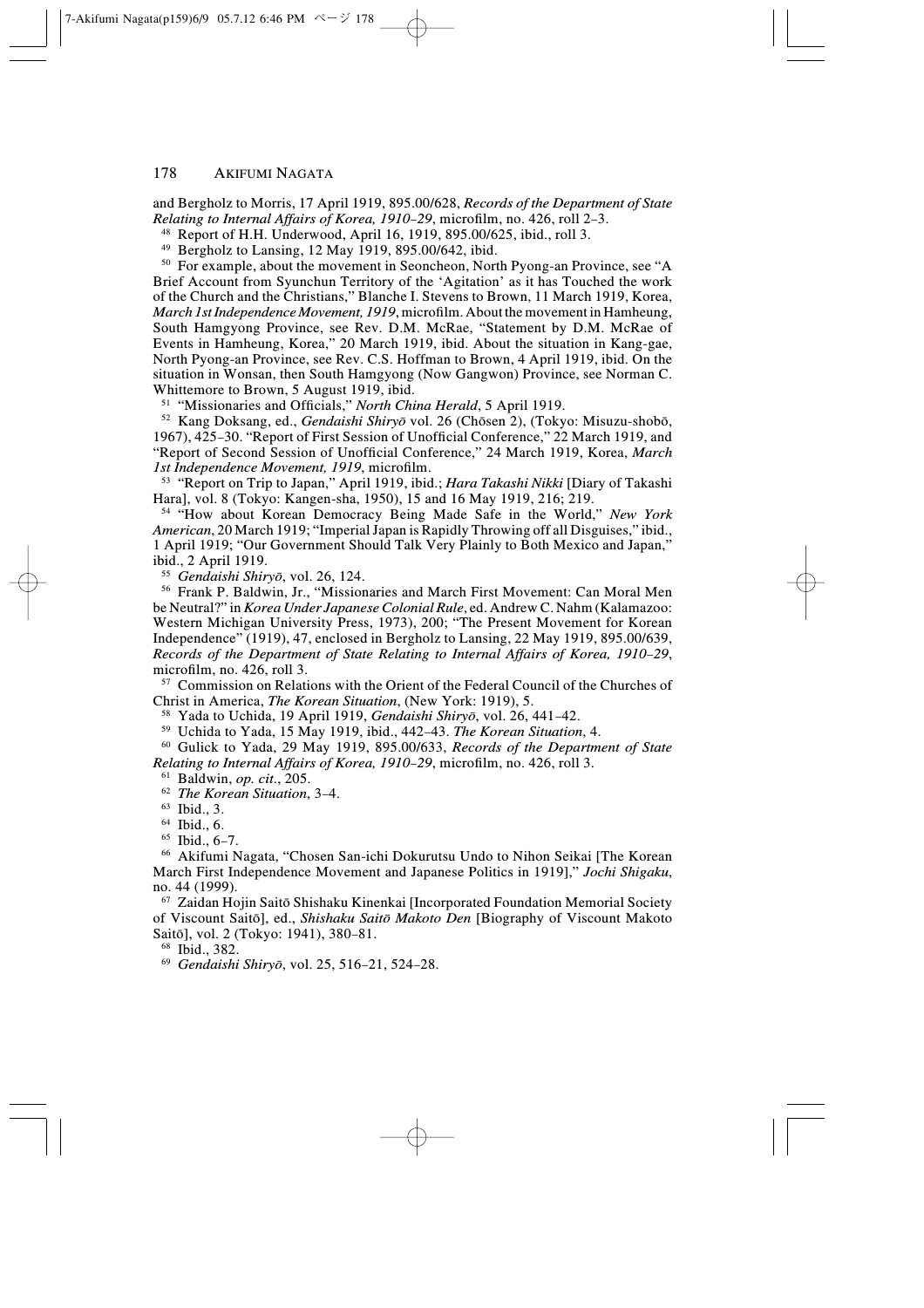and Bergholz to Morris, 17 April 1919, 895.00/628, *Records of the Department of State Relating to Internal Affairs of Korea, 1910–29*, microfilm, no. 426, roll 2–3.

[48] Report of H.H. Underwood, April 16, 1919, 895.00/625, ibid., roll 3.

[49] Bergholz to Lansing, 12 May 1919, 895.00/642, ibid.

[50] For example, about the movement in Seoncheon, North Pyong-an Province, see "A Brief Account from Syunchun Territory of the 'Agitation' as it has Touched the work of the Church and the Christians," Blanche I. Stevens to Brown, 11 March 1919, Korea, *March 1st Independence Movement, 1919*, microfilm. About the movement in Hamheung, South Hamgyong Province, see Rev. D.M. McRae, "Statement by D.M. McRae of Events in Hamheung, Korea," 20 March 1919, ibid. About the situation in Kang-gae, North Pyong-an Province, see Rev. C.S. Hoffman to Brown, 4 April 1919, ibid. On the situation in Wonsan, then South Hamgyong (Now Gangwon) Province, see Norman C. Whittemore to Brown, 5 August 1919, ibid.

[51] "Missionaries and Officials," *North China Herald*, 5 April 1919.

[52] Kang Doksang, ed., *Gendaishi Shiryō* vol. 26 (Chōsen 2), (Tokyo: Misuzu-shobō, 1967), 425–30. "Report of First Session of Unofficial Conference," 22 March 1919, and "Report of Second Session of Unofficial Conference," 24 March 1919, Korea, *March 1st Independence Movement, 1919*, microfilm.

[53] "Report on Trip to Japan," April 1919, ibid.; *Hara Takashi Nikki* [Diary of Takashi Hara], vol. 8 (Tokyo: Kangen-sha, 1950), 15 and 16 May 1919, 216; 219.

[54] "How about Korean Democracy Being Made Safe in the World," *New York American*, 20 March 1919; "Imperial Japan is Rapidly Throwing off all Disguises," ibid., 1 April 1919; "Our Government Should Talk Very Plainly to Both Mexico and Japan," ibid., 2 April 1919.

[55] *Gendaishi Shiryō*, vol. 26, 124.

[56] Frank P. Baldwin, Jr., "Missionaries and March First Movement: Can Moral Men be Neutral?" in *Korea Under Japanese Colonial Rule*, ed. Andrew C. Nahm (Kalamazoo: Western Michigan University Press, 1973), 200; "The Present Movement for Korean Independence" (1919), 47, enclosed in Bergholz to Lansing, 22 May 1919, 895.00/639, *Records of the Department of State Relating to Internal Affairs of Korea, 1910–29*, microfilm, no. 426, roll 3.

[57] Commission on Relations with the Orient of the Federal Council of the Churches of Christ in America, *The Korean Situation*, (New York: 1919), 5.

[58] Yada to Uchida, 19 April 1919, *Gendaishi Shiryō*, vol. 26, 441–42.

[59] Uchida to Yada, 15 May 1919, ibid., 442–43. *The Korean Situation*, 4.

[60] Gulick to Yada, 29 May 1919, 895.00/633, *Records of the Department of State Relating to Internal Affairs of Korea, 1910–29*, microfilm, no. 426, roll 3.

[61] Baldwin, *op. cit*., 205.

[62] *The Korean Situation*, 3–4.

[63] Ibid., 3.

[64] Ibid., 6.

[65] Ibid., 6–7.

[66] Akifumi Nagata, "Chosen San-ichi Dokurutsu Undo to Nihon Seikai [The Korean March First Independence Movement and Japanese Politics in 1919]," *Jochi Shigaku*, no. 44 (1999).

[67] Zaidan Hojin Saitō Shishaku Kinenkai [Incorporated Foundation Memorial Society of Viscount Saitō], ed., *Shishaku Saitō Makoto Den* [Biography of Viscount Makoto Saitō], vol. 2 (Tokyo: 1941), 380–81.

[68] Ibid., 382.

[69] *Gendaishi Shiryō*, vol. 25, 516–21, 524–28.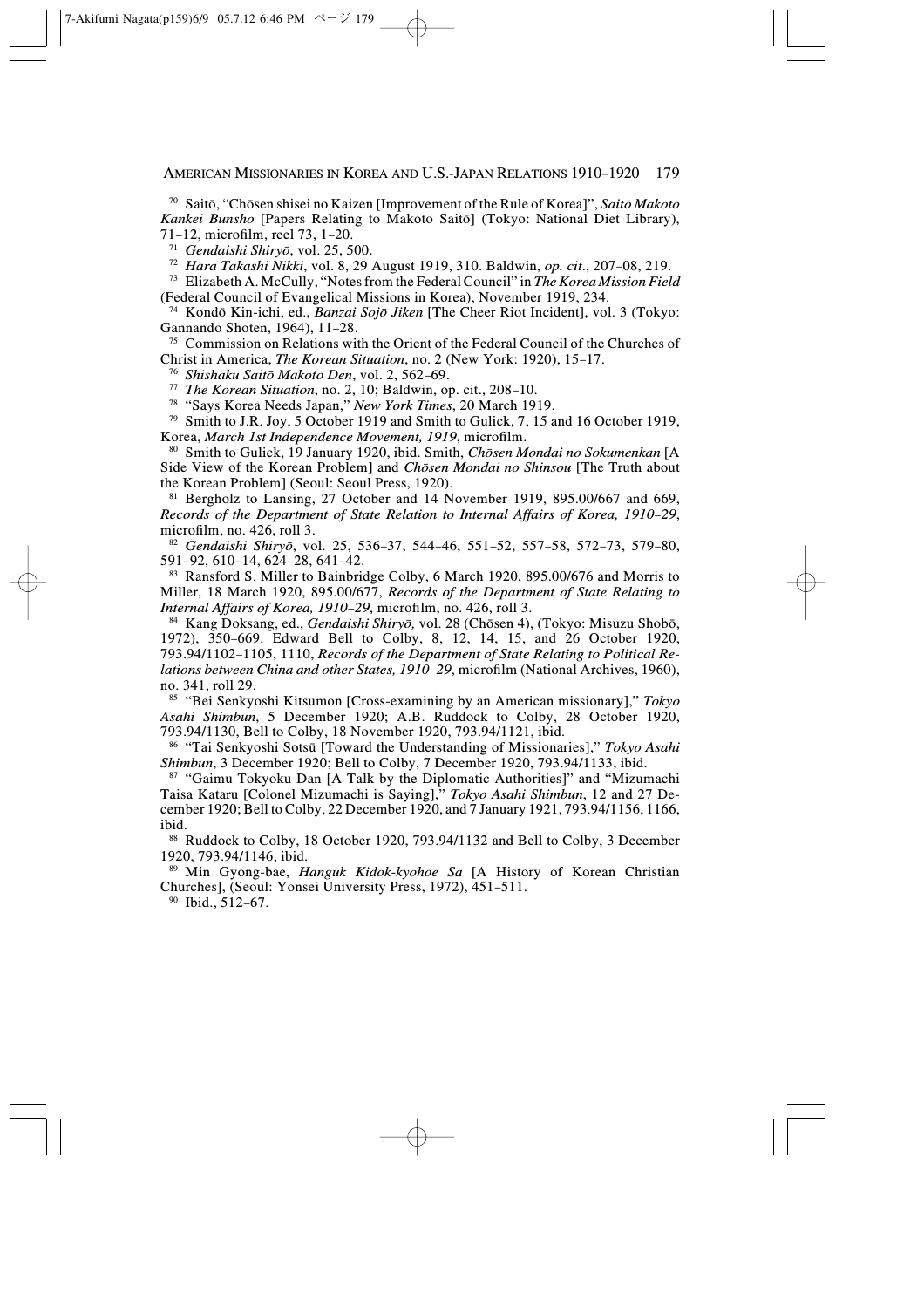[70] Saitō, "Chōsen shisei no Kaizen [Improvement of the Rule of Korea]", *Saitō Makoto Kankei Bunsho* [Papers Relating to Makoto Saitō] (Tokyo: National Diet Library), 71–12, microfilm, reel 73, 1–20.

[71] *Gendaishi Shiryō*, vol. 25, 500.

[72] *Hara Takashi Nikki*, vol. 8, 29 August 1919, 310. Baldwin, *op. cit*., 207–08, 219.

[73] Elizabeth A. McCully, "Notes from the Federal Council" in *The Korea Mission Field* (Federal Council of Evangelical Missions in Korea), November 1919, 234.

[74] Kondō Kin-ichi, ed., *Banzai Sojō Jiken* [The Cheer Riot Incident], vol. 3 (Tokyo: Gannando Shoten, 1964), 11–28.

[75] Commission on Relations with the Orient of the Federal Council of the Churches of Christ in America, *The Korean Situation*, no. 2 (New York: 1920), 15–17.

[76] *Shishaku Saitō Makoto Den*, vol. 2, 562–69.

[77] *The Korean Situation*, no. 2, 10; Baldwin, op. cit., 208–10.

[78] "Says Korea Needs Japan," *New York Times*, 20 March 1919.

[79] Smith to J.R. Joy, 5 October 1919 and Smith to Gulick, 7, 15 and 16 October 1919, Korea, *March 1st Independence Movement, 1919*, microfilm.

[80] Smith to Gulick, 19 January 1920, ibid. Smith, *Chōsen Mondai no Sokumenkan* [A Side View of the Korean Problem] and *Chōsen Mondai no Shinsou* [The Truth about the Korean Problem] (Seoul: Seoul Press, 1920).

[81] Bergholz to Lansing, 27 October and 14 November 1919, 895.00/667 and 669, *Records of the Department of State Relation to Internal Affairs of Korea, 1910–29*, microfilm, no. 426, roll 3.

[82] *Gendaishi Shiryō*, vol. 25, 536–37, 544–46, 551–52, 557–58, 572–73, 579–80, 591–92, 610–14, 624–28, 641–42.

[83] Ransford S. Miller to Bainbridge Colby, 6 March 1920, 895.00/676 and Morris to Miller, 18 March 1920, 895.00/677, *Records of the Department of State Relating to Internal Affairs of Korea, 1910–29*, microfilm, no. 426, roll 3.

[84] Kang Doksang, ed., *Gendaishi Shiryō,* vol. 28 (Chōsen 4), (Tokyo: Misuzu Shobō, 1972), 350–669. Edward Bell to Colby, 8, 12, 14, 15, and 26 October 1920, 793.94/1102–1105, 1110, *Records of the Department of State Relating to Political Relations between China and other States, 1910–29*, microfilm (National Archives, 1960), no. 341, roll 29.

[85] "Bei Senkyoshi Kitsumon [Cross-examining by an American missionary]," *Tokyo Asahi Shimbun*, 5 December 1920; A.B. Ruddock to Colby, 28 October 1920, 793.94/1130, Bell to Colby, 18 November 1920, 793.94/1121, ibid.

[86] "Tai Senkyoshi Sotsū [Toward the Understanding of Missionaries]," *Tokyo Asahi Shimbun*, 3 December 1920; Bell to Colby, 7 December 1920, 793.94/1133, ibid.

[87] "Gaimu Tokyoku Dan [A Talk by the Diplomatic Authorities]" and "Mizumachi Taisa Kataru [Colonel Mizumachi is Saying]," *Tokyo Asahi Shimbun*, 12 and 27 December 1920; Bell to Colby, 22 December 1920, and 7 January 1921, 793.94/1156, 1166, ibid.

[88] Ruddock to Colby, 18 October 1920, 793.94/1132 and Bell to Colby, 3 December 1920, 793.94/1146, ibid.

[89] Min Gyong-bae, *Hanguk Kidok-kyohoe Sa* [A History of Korean Christian Churches], (Seoul: Yonsei University Press, 1972), 451–511.

[90] Ibid., 512–67.